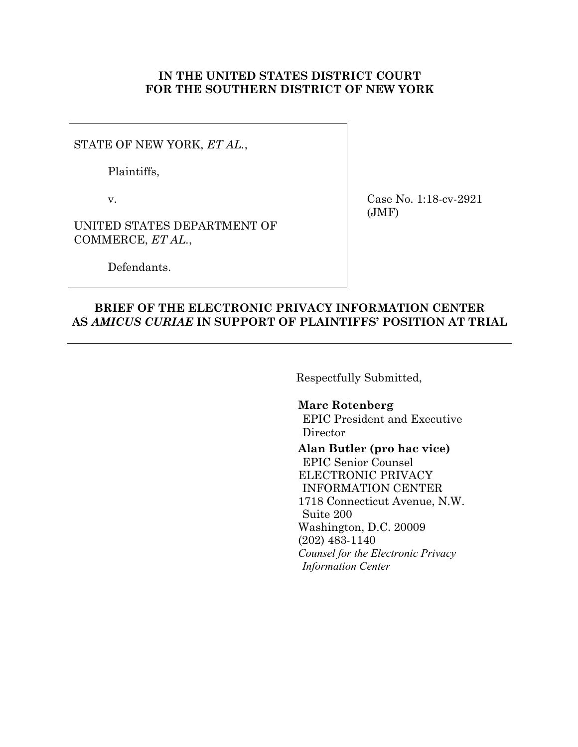**IN THE UNITED STATES DISTRICT COURT**
**FOR THE SOUTHERN DISTRICT OF NEW YORK**

STATE OF NEW YORK, *ET AL.*,

Plaintiffs,

v.

UNITED STATES DEPARTMENT OF COMMERCE, *ET AL.*,

Defendants.

Case No. 1:18-cv-2921 (JMF)

**BRIEF OF THE ELECTRONIC PRIVACY INFORMATION CENTER AS *AMICUS CURIAE* IN SUPPORT OF PLAINTIFFS' POSITION AT TRIAL**

---

Respectfully Submitted,

**Marc Rotenberg**
EPIC President and Executive Director

**Alan Butler (pro hac vice)**
EPIC Senior Counsel
ELECTRONIC PRIVACY INFORMATION CENTER
1718 Connecticut Avenue, N.W.
Suite 200
Washington, D.C. 20009
(202) 483-1140
*Counsel for the Electronic Privacy Information Center*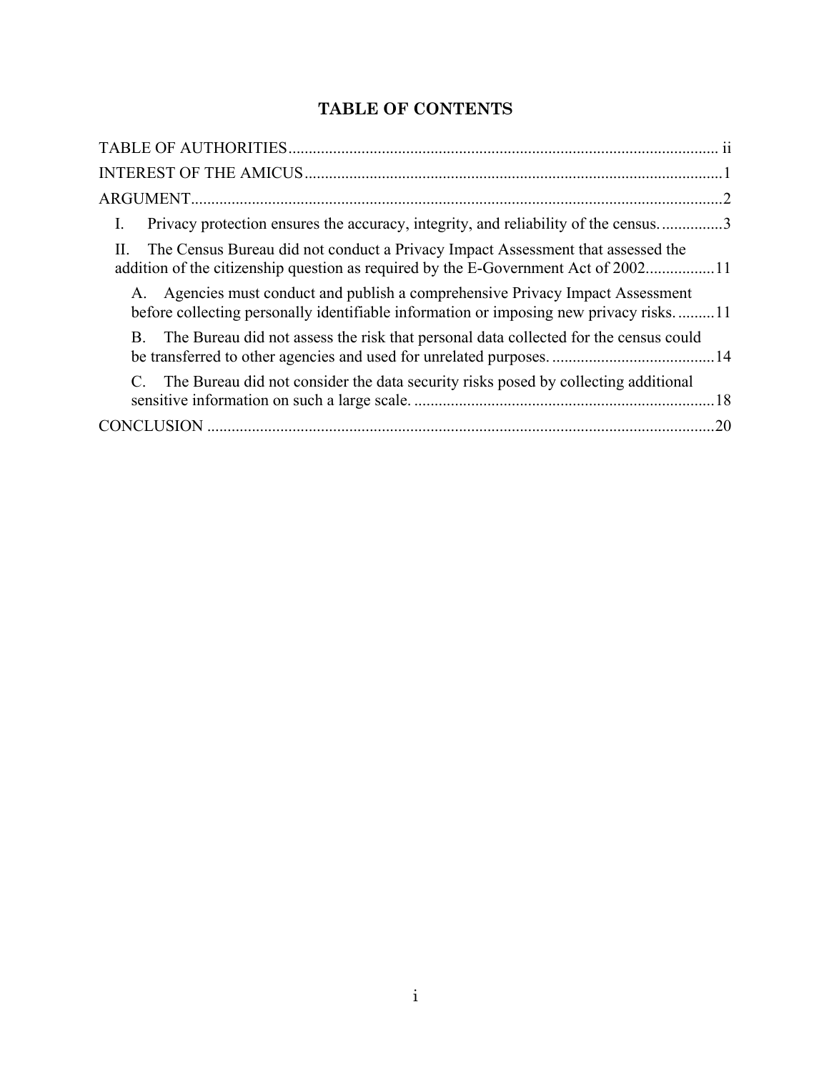## TABLE OF CONTENTS

TABLE OF AUTHORITIES .......... ii

INTEREST OF THE AMICUS .......... 1

ARGUMENT .......... 2

- I. Privacy protection ensures the accuracy, integrity, and reliability of the census. .......... 3
- II. The Census Bureau did not conduct a Privacy Impact Assessment that assessed the addition of the citizenship question as required by the E-Government Act of 2002 .......... 11
  - A. Agencies must conduct and publish a comprehensive Privacy Impact Assessment before collecting personally identifiable information or imposing new privacy risks. .......... 11
  - B. The Bureau did not assess the risk that personal data collected for the census could be transferred to other agencies and used for unrelated purposes. .......... 14
  - C. The Bureau did not consider the data security risks posed by collecting additional sensitive information on such a large scale. .......... 18

CONCLUSION .......... 20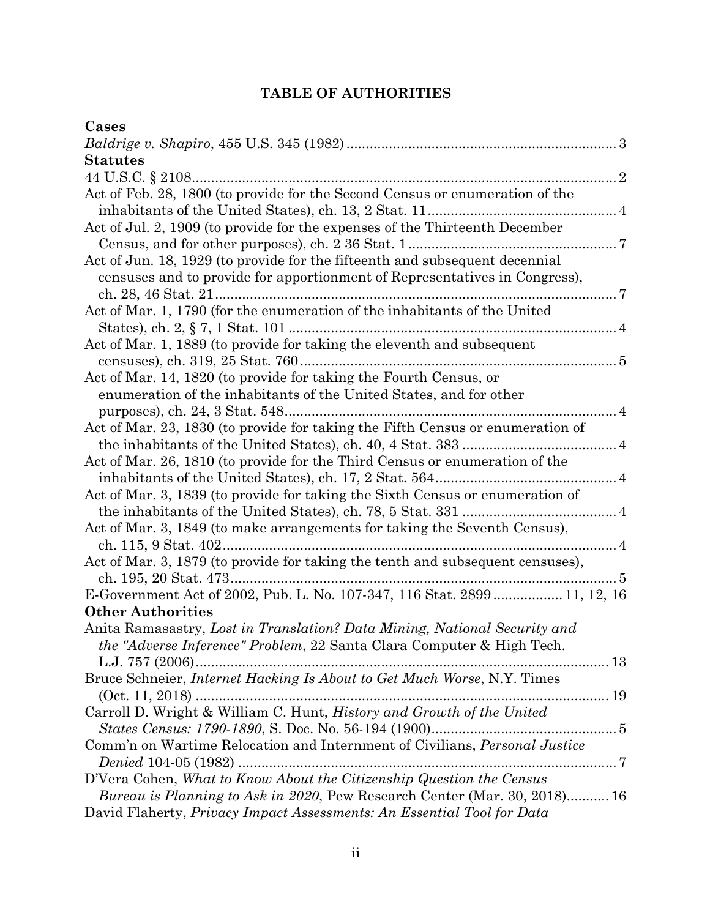## TABLE OF AUTHORITIES

**Cases**

*Baldrige v. Shapiro*, 455 U.S. 345 (1982) ..................................................................... 3

**Statutes**

44 U.S.C. § 2108.............................................................................................................. 2

Act of Feb. 28, 1800 (to provide for the Second Census or enumeration of the inhabitants of the United States), ch. 13, 2 Stat. 11................................................. 4

Act of Jul. 2, 1909 (to provide for the expenses of the Thirteenth December Census, and for other purposes), ch. 2 36 Stat. 1...................................................... 7

Act of Jun. 18, 1929 (to provide for the fifteenth and subsequent decennial censuses and to provide for apportionment of Representatives in Congress), ch. 28, 46 Stat. 21........................................................................................................ 7

Act of Mar. 1, 1790 (for the enumeration of the inhabitants of the United States), ch. 2, § 7, 1 Stat. 101 ..................................................................................... 4

Act of Mar. 1, 1889 (to provide for taking the eleventh and subsequent censuses), ch. 319, 25 Stat. 760................................................................................. 5

Act of Mar. 14, 1820 (to provide for taking the Fourth Census, or enumeration of the inhabitants of the United States, and for other purposes), ch. 24, 3 Stat. 548..................................................................................... 4

Act of Mar. 23, 1830 (to provide for taking the Fifth Census or enumeration of the inhabitants of the United States), ch. 40, 4 Stat. 383 ........................................ 4

Act of Mar. 26, 1810 (to provide for the Third Census or enumeration of the inhabitants of the United States), ch. 17, 2 Stat. 564............................................... 4

Act of Mar. 3, 1839 (to provide for taking the Sixth Census or enumeration of the inhabitants of the United States), ch. 78, 5 Stat. 331 ........................................ 4

Act of Mar. 3, 1849 (to make arrangements for taking the Seventh Census), ch. 115, 9 Stat. 402...................................................................................................... 4

Act of Mar. 3, 1879 (to provide for taking the tenth and subsequent censuses), ch. 195, 20 Stat. 473.................................................................................................... 5

E-Government Act of 2002, Pub. L. No. 107-347, 116 Stat. 2899 ................. 11, 12, 16

**Other Authorities**

Anita Ramasastry, *Lost in Translation? Data Mining, National Security and the "Adverse Inference" Problem*, 22 Santa Clara Computer & High Tech. L.J. 757 (2006)........................................................................................................... 13

Bruce Schneier, *Internet Hacking Is About to Get Much Worse*, N.Y. Times (Oct. 11, 2018) ........................................................................................................... 19

Carroll D. Wright & William C. Hunt, *History and Growth of the United States Census: 1790-1890*, S. Doc. No. 56-194 (1900)................................................ 5

Comm'n on Wartime Relocation and Internment of Civilians, *Personal Justice Denied* 104-05 (1982) .................................................................................................. 7

D'Vera Cohen, *What to Know About the Citizenship Question the Census Bureau is Planning to Ask in 2020*, Pew Research Center (Mar. 30, 2018)........... 16

David Flaherty, *Privacy Impact Assessments: An Essential Tool for Data*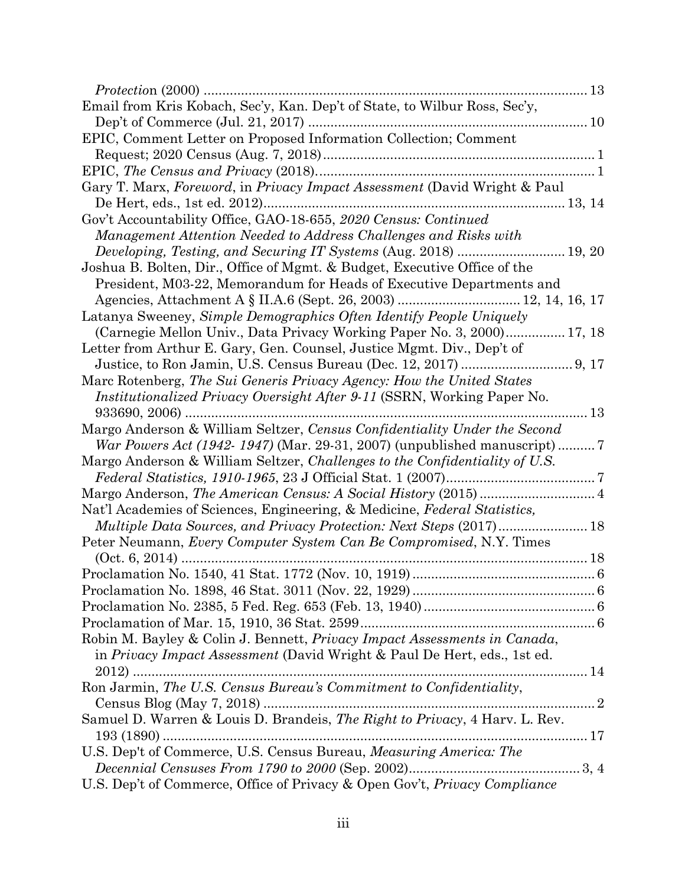*Protection* (2000) ........................................................................................................ 13

Email from Kris Kobach, Sec'y, Kan. Dep't of State, to Wilbur Ross, Sec'y, Dep't of Commerce (Jul. 21, 2017) ........................................................................... 10

EPIC, Comment Letter on Proposed Information Collection; Comment Request; 2020 Census (Aug. 7, 2018)......................................................................... 1

EPIC, *The Census and Privacy* (2018)........................................................................... 1

Gary T. Marx, *Foreword*, in *Privacy Impact Assessment* (David Wright & Paul De Hert, eds., 1st ed. 2012)................................................................................. 13, 14

Gov't Accountability Office, GAO-18-655, *2020 Census: Continued Management Attention Needed to Address Challenges and Risks with Developing, Testing, and Securing IT Systems* (Aug. 2018) ............................ 19, 20

Joshua B. Bolten, Dir., Office of Mgmt. & Budget, Executive Office of the President, M03-22, Memorandum for Heads of Executive Departments and Agencies, Attachment A § II.A.6 (Sept. 26, 2003) ................................ 12, 14, 16, 17

Latanya Sweeney, *Simple Demographics Often Identify People Uniquely* (Carnegie Mellon Univ., Data Privacy Working Paper No. 3, 2000)................ 17, 18

Letter from Arthur E. Gary, Gen. Counsel, Justice Mgmt. Div., Dep't of Justice, to Ron Jamin, U.S. Census Bureau (Dec. 12, 2017) .............................. 9, 17

Marc Rotenberg, *The Sui Generis Privacy Agency: How the United States Institutionalized Privacy Oversight After 9-11* (SSRN, Working Paper No. 933690, 2006) ............................................................................................................. 13

Margo Anderson & William Seltzer, *Census Confidentiality Under the Second War Powers Act (1942- 1947)* (Mar. 29-31, 2007) (unpublished manuscript) .......... 7

Margo Anderson & William Seltzer, *Challenges to the Confidentiality of U.S. Federal Statistics, 1910-1965*, 23 J Official Stat. 1 (2007)......................................... 7

Margo Anderson, *The American Census: A Social History* (2015) ............................... 4

Nat'l Academies of Sciences, Engineering, & Medicine, *Federal Statistics, Multiple Data Sources, and Privacy Protection: Next Steps* (2017)........................ 18

Peter Neumann, *Every Computer System Can Be Compromised*, N.Y. Times (Oct. 6, 2014) ............................................................................................................... 18

Proclamation No. 1540, 41 Stat. 1772 (Nov. 10, 1919) ................................................. 6

Proclamation No. 1898, 46 Stat. 3011 (Nov. 22, 1929) ................................................. 6

Proclamation No. 2385, 5 Fed. Reg. 653 (Feb. 13, 1940) .............................................. 6

Proclamation of Mar. 15, 1910, 36 Stat. 2599............................................................... 6

Robin M. Bayley & Colin J. Bennett, *Privacy Impact Assessments in Canada*, in *Privacy Impact Assessment* (David Wright & Paul De Hert, eds., 1st ed. 2012) ............................................................................................................................ 14

Ron Jarmin, *The U.S. Census Bureau's Commitment to Confidentiality*, Census Blog (May 7, 2018) ......................................................................................... 2

Samuel D. Warren & Louis D. Brandeis, *The Right to Privacy*, 4 Harv. L. Rev. 193 (1890) ................................................................................................................... 17

U.S. Dep't of Commerce, U.S. Census Bureau, *Measuring America: The Decennial Censuses From 1790 to 2000* (Sep. 2002).............................................. 3, 4

U.S. Dep't of Commerce, Office of Privacy & Open Gov't, *Privacy Compliance*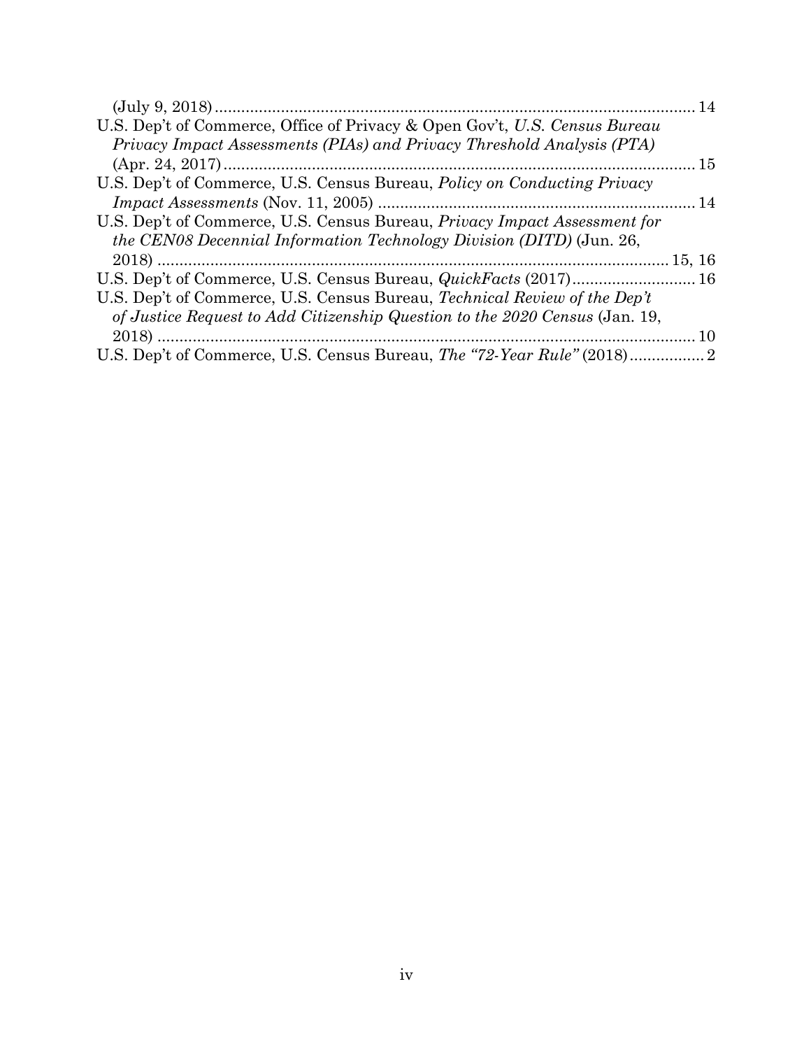(July 9, 2018) ............................................................................................................. 14

U.S. Dep't of Commerce, Office of Privacy & Open Gov't, *U.S. Census Bureau Privacy Impact Assessments (PIAs) and Privacy Threshold Analysis (PTA)* (Apr. 24, 2017) ............................................................................................................ 15

U.S. Dep't of Commerce, U.S. Census Bureau, *Policy on Conducting Privacy Impact Assessments* (Nov. 11, 2005) ......................................................................... 14

U.S. Dep't of Commerce, U.S. Census Bureau, *Privacy Impact Assessment for the CEN08 Decennial Information Technology Division (DITD)* (Jun. 26, 2018) ..................................................................................................................... 15, 16

U.S. Dep't of Commerce, U.S. Census Bureau, *QuickFacts* (2017)............................ 16

U.S. Dep't of Commerce, U.S. Census Bureau, *Technical Review of the Dep't of Justice Request to Add Citizenship Question to the 2020 Census* (Jan. 19, 2018) ........................................................................................................................... 10

U.S. Dep't of Commerce, U.S. Census Bureau, *The "72-Year Rule"* (2018)................. 2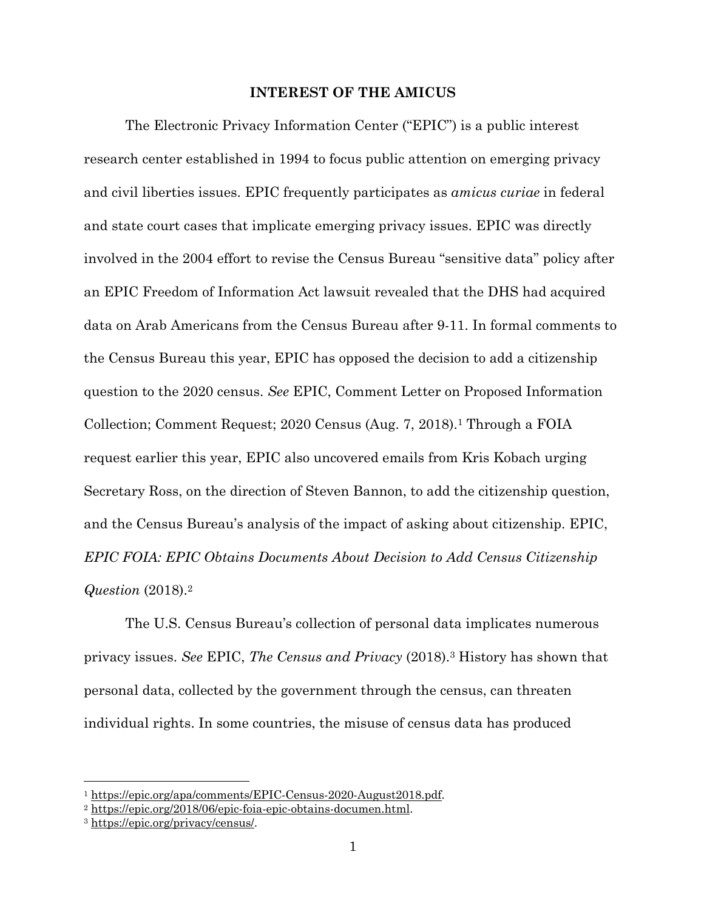## INTEREST OF THE AMICUS

The Electronic Privacy Information Center ("EPIC") is a public interest research center established in 1994 to focus public attention on emerging privacy and civil liberties issues. EPIC frequently participates as *amicus curiae* in federal and state court cases that implicate emerging privacy issues. EPIC was directly involved in the 2004 effort to revise the Census Bureau "sensitive data" policy after an EPIC Freedom of Information Act lawsuit revealed that the DHS had acquired data on Arab Americans from the Census Bureau after 9-11. In formal comments to the Census Bureau this year, EPIC has opposed the decision to add a citizenship question to the 2020 census. *See* EPIC, Comment Letter on Proposed Information Collection; Comment Request; 2020 Census (Aug. 7, 2018).[1] Through a FOIA request earlier this year, EPIC also uncovered emails from Kris Kobach urging Secretary Ross, on the direction of Steven Bannon, to add the citizenship question, and the Census Bureau's analysis of the impact of asking about citizenship. EPIC, *EPIC FOIA: EPIC Obtains Documents About Decision to Add Census Citizenship Question* (2018).[2]

The U.S. Census Bureau's collection of personal data implicates numerous privacy issues. *See* EPIC, *The Census and Privacy* (2018).[3] History has shown that personal data, collected by the government through the census, can threaten individual rights. In some countries, the misuse of census data has produced

---

[1] https://epic.org/apa/comments/EPIC-Census-2020-August2018.pdf.

[2] https://epic.org/2018/06/epic-foia-epic-obtains-documen.html.

[3] https://epic.org/privacy/census/.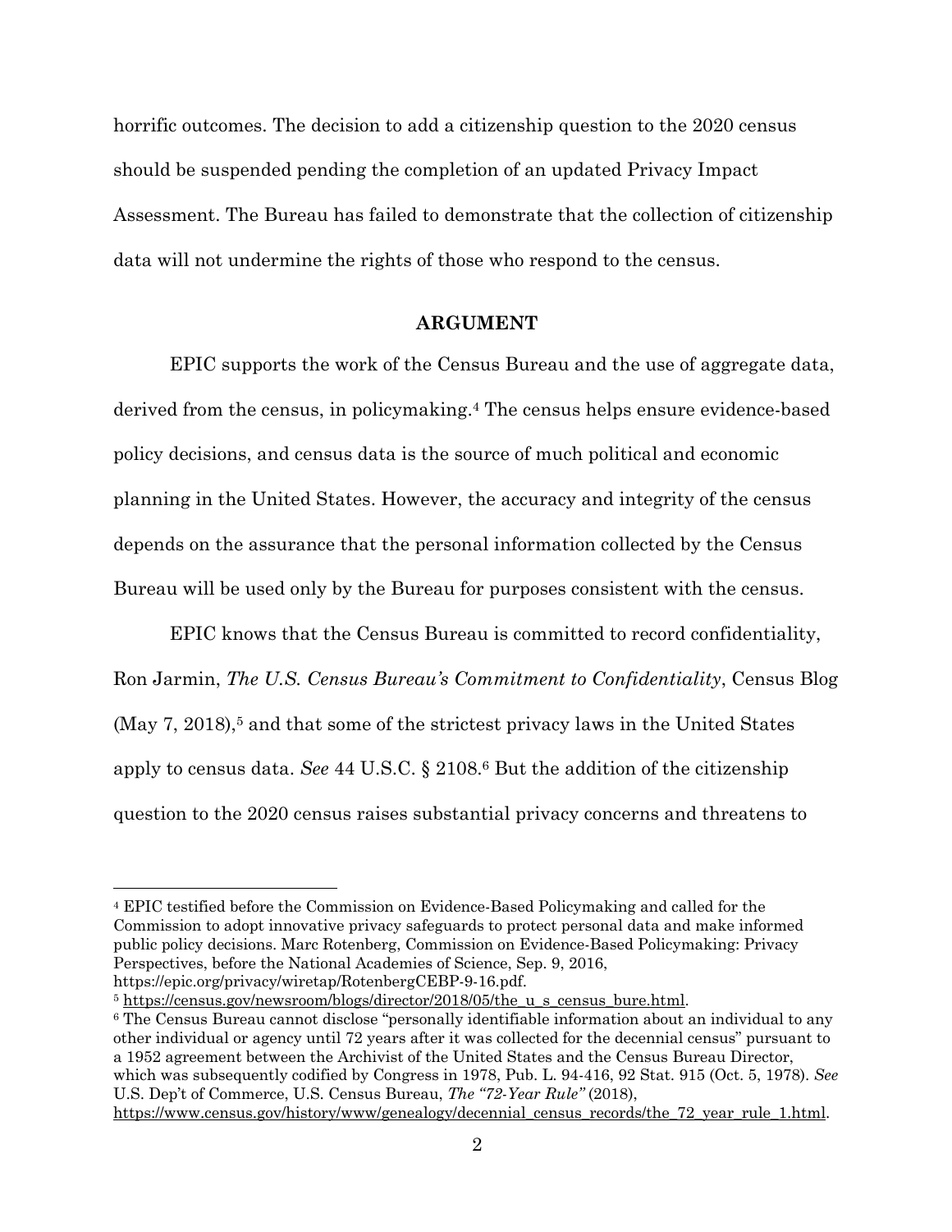horrific outcomes. The decision to add a citizenship question to the 2020 census should be suspended pending the completion of an updated Privacy Impact Assessment. The Bureau has failed to demonstrate that the collection of citizenship data will not undermine the rights of those who respond to the census.

## ARGUMENT

EPIC supports the work of the Census Bureau and the use of aggregate data, derived from the census, in policymaking.[4] The census helps ensure evidence-based policy decisions, and census data is the source of much political and economic planning in the United States. However, the accuracy and integrity of the census depends on the assurance that the personal information collected by the Census Bureau will be used only by the Bureau for purposes consistent with the census.

EPIC knows that the Census Bureau is committed to record confidentiality, Ron Jarmin, *The U.S. Census Bureau's Commitment to Confidentiality*, Census Blog (May 7, 2018),[5] and that some of the strictest privacy laws in the United States apply to census data. *See* 44 U.S.C. § 2108.[6] But the addition of the citizenship question to the 2020 census raises substantial privacy concerns and threatens to

---

[4] EPIC testified before the Commission on Evidence-Based Policymaking and called for the Commission to adopt innovative privacy safeguards to protect personal data and make informed public policy decisions. Marc Rotenberg, Commission on Evidence-Based Policymaking: Privacy Perspectives, before the National Academies of Science, Sep. 9, 2016, https://epic.org/privacy/wiretap/RotenbergCEBP-9-16.pdf.

[5] https://census.gov/newsroom/blogs/director/2018/05/the_u_s_census_bure.html.

[6] The Census Bureau cannot disclose "personally identifiable information about an individual to any other individual or agency until 72 years after it was collected for the decennial census" pursuant to a 1952 agreement between the Archivist of the United States and the Census Bureau Director, which was subsequently codified by Congress in 1978, Pub. L. 94-416, 92 Stat. 915 (Oct. 5, 1978). *See* U.S. Dep't of Commerce, U.S. Census Bureau, *The "72-Year Rule"* (2018), https://www.census.gov/history/www/genealogy/decennial_census_records/the_72_year_rule_1.html.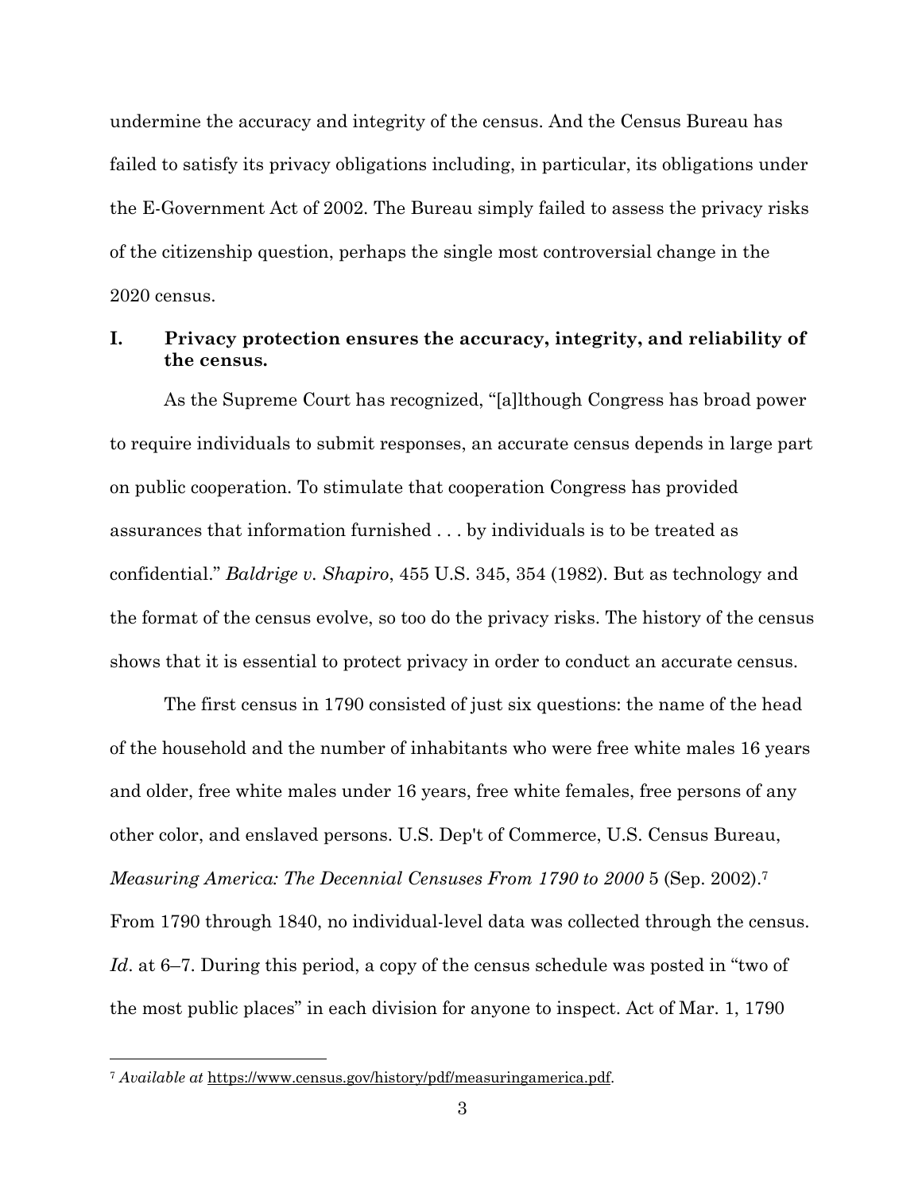undermine the accuracy and integrity of the census. And the Census Bureau has failed to satisfy its privacy obligations including, in particular, its obligations under the E-Government Act of 2002. The Bureau simply failed to assess the privacy risks of the citizenship question, perhaps the single most controversial change in the 2020 census.

## I. Privacy protection ensures the accuracy, integrity, and reliability of the census.

As the Supreme Court has recognized, "[a]lthough Congress has broad power to require individuals to submit responses, an accurate census depends in large part on public cooperation. To stimulate that cooperation Congress has provided assurances that information furnished . . . by individuals is to be treated as confidential." *Baldrige v. Shapiro*, 455 U.S. 345, 354 (1982). But as technology and the format of the census evolve, so too do the privacy risks. The history of the census shows that it is essential to protect privacy in order to conduct an accurate census.

The first census in 1790 consisted of just six questions: the name of the head of the household and the number of inhabitants who were free white males 16 years and older, free white males under 16 years, free white females, free persons of any other color, and enslaved persons. U.S. Dep't of Commerce, U.S. Census Bureau, *Measuring America: The Decennial Censuses From 1790 to 2000* 5 (Sep. 2002).[7] From 1790 through 1840, no individual-level data was collected through the census. *Id*. at 6–7. During this period, a copy of the census schedule was posted in "two of the most public places" in each division for anyone to inspect. Act of Mar. 1, 1790

---

[7] *Available at* https://www.census.gov/history/pdf/measuringamerica.pdf.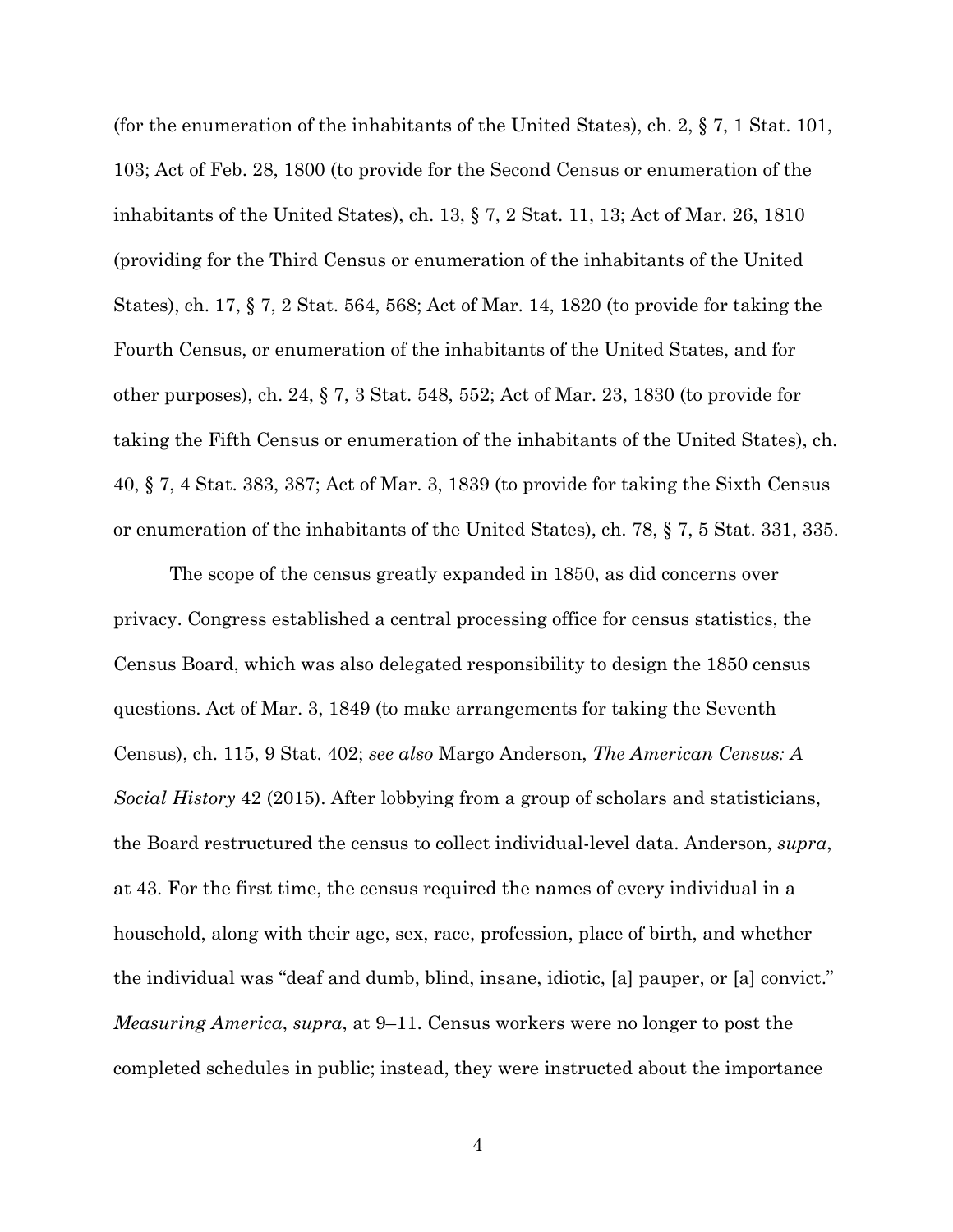(for the enumeration of the inhabitants of the United States), ch. 2, § 7, 1 Stat. 101, 103; Act of Feb. 28, 1800 (to provide for the Second Census or enumeration of the inhabitants of the United States), ch. 13, § 7, 2 Stat. 11, 13; Act of Mar. 26, 1810 (providing for the Third Census or enumeration of the inhabitants of the United States), ch. 17, § 7, 2 Stat. 564, 568; Act of Mar. 14, 1820 (to provide for taking the Fourth Census, or enumeration of the inhabitants of the United States, and for other purposes), ch. 24, § 7, 3 Stat. 548, 552; Act of Mar. 23, 1830 (to provide for taking the Fifth Census or enumeration of the inhabitants of the United States), ch. 40, § 7, 4 Stat. 383, 387; Act of Mar. 3, 1839 (to provide for taking the Sixth Census or enumeration of the inhabitants of the United States), ch. 78, § 7, 5 Stat. 331, 335.

The scope of the census greatly expanded in 1850, as did concerns over privacy. Congress established a central processing office for census statistics, the Census Board, which was also delegated responsibility to design the 1850 census questions. Act of Mar. 3, 1849 (to make arrangements for taking the Seventh Census), ch. 115, 9 Stat. 402; *see also* Margo Anderson, *The American Census: A Social History* 42 (2015). After lobbying from a group of scholars and statisticians, the Board restructured the census to collect individual-level data. Anderson, *supra*, at 43. For the first time, the census required the names of every individual in a household, along with their age, sex, race, profession, place of birth, and whether the individual was "deaf and dumb, blind, insane, idiotic, [a] pauper, or [a] convict." *Measuring America*, *supra*, at 9–11. Census workers were no longer to post the completed schedules in public; instead, they were instructed about the importance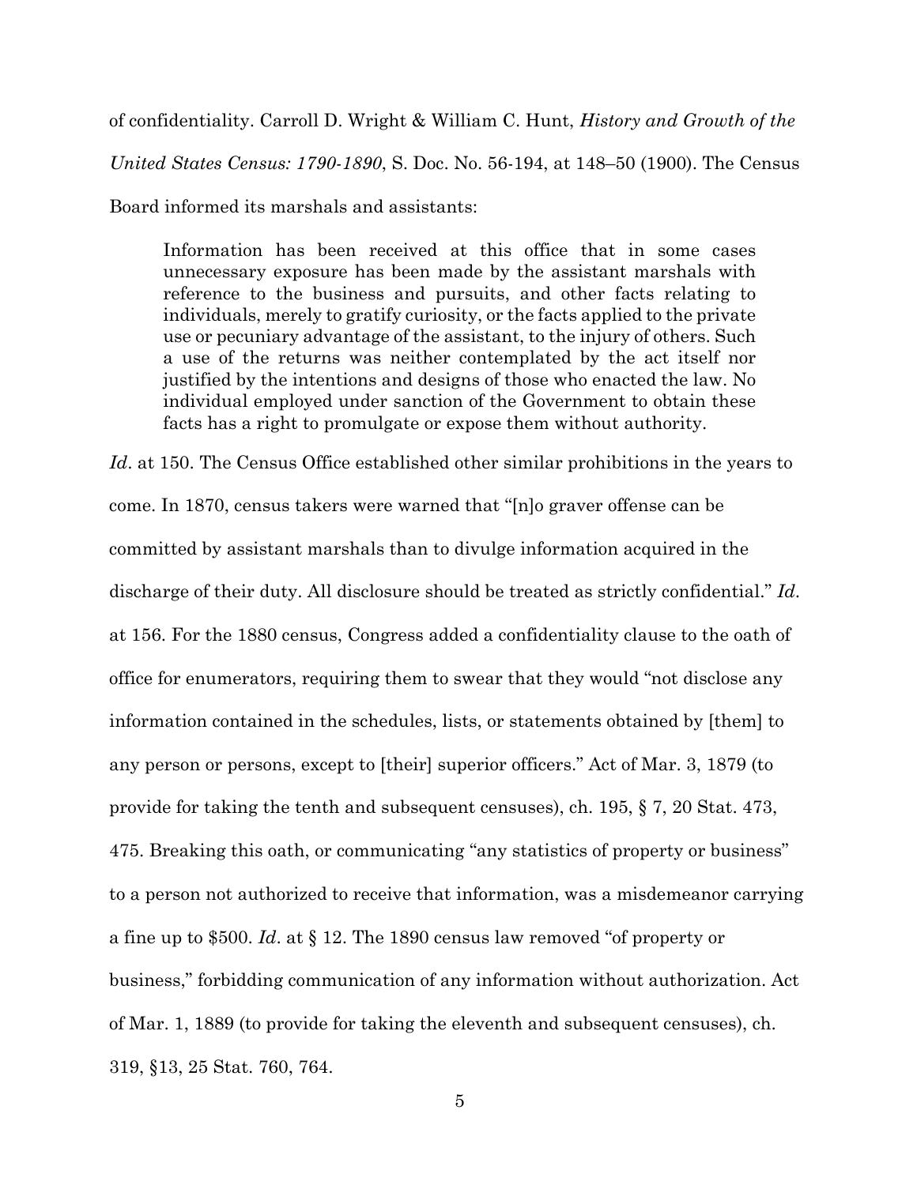of confidentiality. Carroll D. Wright & William C. Hunt, *History and Growth of the United States Census: 1790-1890*, S. Doc. No. 56-194, at 148–50 (1900). The Census Board informed its marshals and assistants:

> Information has been received at this office that in some cases unnecessary exposure has been made by the assistant marshals with reference to the business and pursuits, and other facts relating to individuals, merely to gratify curiosity, or the facts applied to the private use or pecuniary advantage of the assistant, to the injury of others. Such a use of the returns was neither contemplated by the act itself nor justified by the intentions and designs of those who enacted the law. No individual employed under sanction of the Government to obtain these facts has a right to promulgate or expose them without authority.

*Id*. at 150. The Census Office established other similar prohibitions in the years to come. In 1870, census takers were warned that "[n]o graver offense can be committed by assistant marshals than to divulge information acquired in the discharge of their duty. All disclosure should be treated as strictly confidential." *Id*. at 156. For the 1880 census, Congress added a confidentiality clause to the oath of office for enumerators, requiring them to swear that they would "not disclose any information contained in the schedules, lists, or statements obtained by [them] to any person or persons, except to [their] superior officers." Act of Mar. 3, 1879 (to provide for taking the tenth and subsequent censuses), ch. 195, § 7, 20 Stat. 473, 475. Breaking this oath, or communicating "any statistics of property or business" to a person not authorized to receive that information, was a misdemeanor carrying a fine up to $500. *Id*. at § 12. The 1890 census law removed "of property or business," forbidding communication of any information without authorization. Act of Mar. 1, 1889 (to provide for taking the eleventh and subsequent censuses), ch. 319, §13, 25 Stat. 760, 764.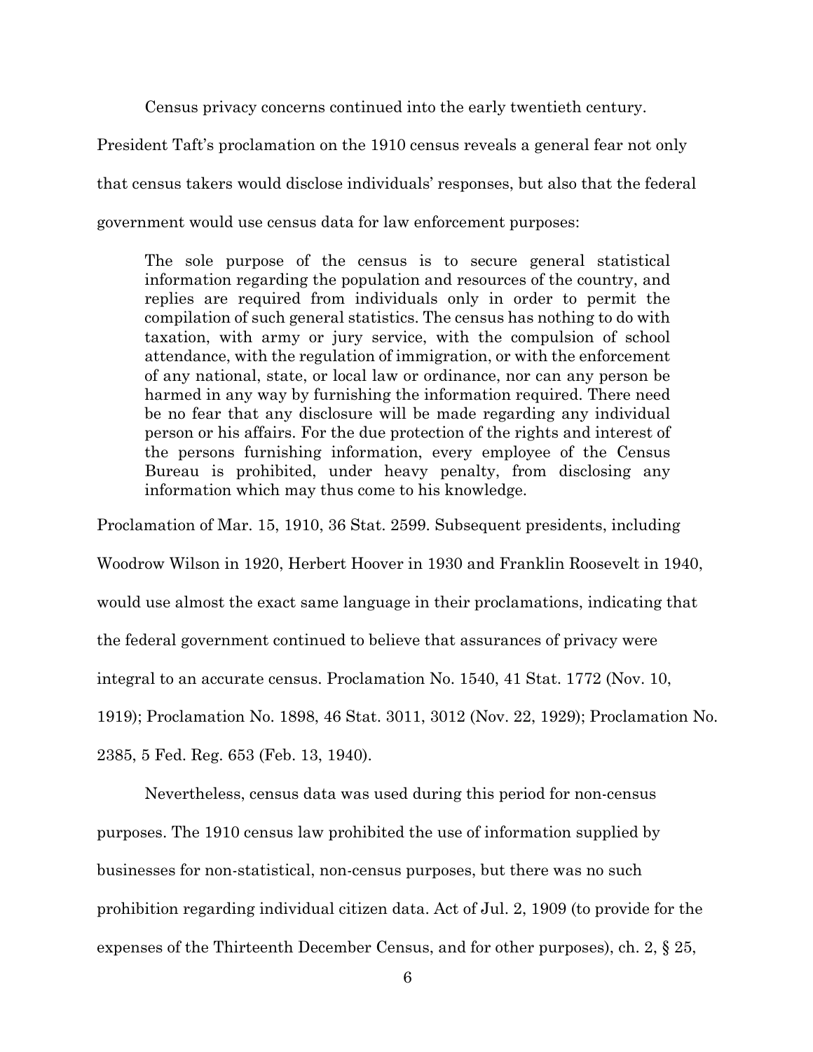Census privacy concerns continued into the early twentieth century. President Taft's proclamation on the 1910 census reveals a general fear not only that census takers would disclose individuals' responses, but also that the federal government would use census data for law enforcement purposes:

> The sole purpose of the census is to secure general statistical information regarding the population and resources of the country, and replies are required from individuals only in order to permit the compilation of such general statistics. The census has nothing to do with taxation, with army or jury service, with the compulsion of school attendance, with the regulation of immigration, or with the enforcement of any national, state, or local law or ordinance, nor can any person be harmed in any way by furnishing the information required. There need be no fear that any disclosure will be made regarding any individual person or his affairs. For the due protection of the rights and interest of the persons furnishing information, every employee of the Census Bureau is prohibited, under heavy penalty, from disclosing any information which may thus come to his knowledge.

Proclamation of Mar. 15, 1910, 36 Stat. 2599. Subsequent presidents, including Woodrow Wilson in 1920, Herbert Hoover in 1930 and Franklin Roosevelt in 1940, would use almost the exact same language in their proclamations, indicating that the federal government continued to believe that assurances of privacy were integral to an accurate census. Proclamation No. 1540, 41 Stat. 1772 (Nov. 10, 1919); Proclamation No. 1898, 46 Stat. 3011, 3012 (Nov. 22, 1929); Proclamation No. 2385, 5 Fed. Reg. 653 (Feb. 13, 1940).

Nevertheless, census data was used during this period for non-census purposes. The 1910 census law prohibited the use of information supplied by businesses for non-statistical, non-census purposes, but there was no such prohibition regarding individual citizen data. Act of Jul. 2, 1909 (to provide for the expenses of the Thirteenth December Census, and for other purposes), ch. 2, § 25,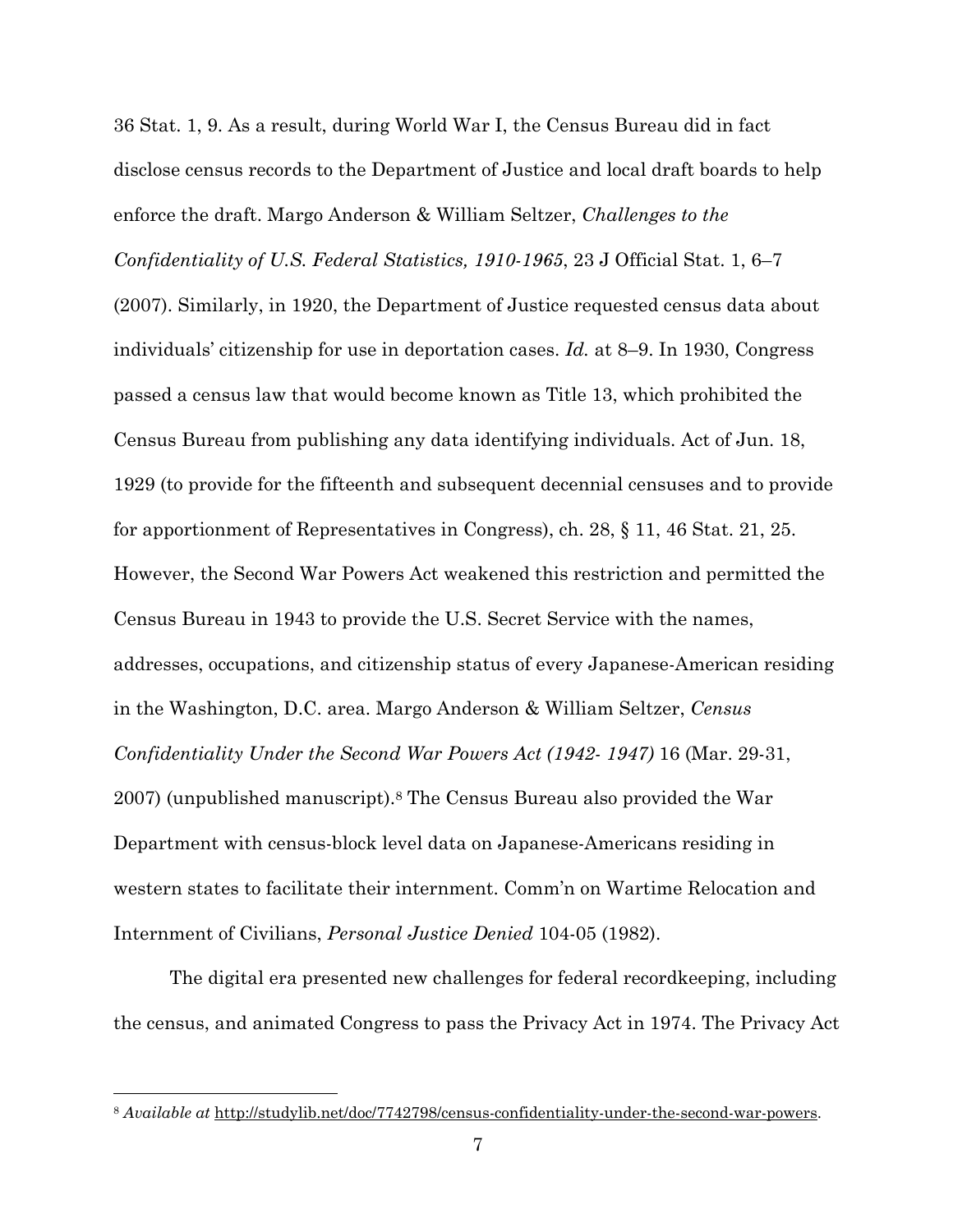36 Stat. 1, 9. As a result, during World War I, the Census Bureau did in fact disclose census records to the Department of Justice and local draft boards to help enforce the draft. Margo Anderson & William Seltzer, *Challenges to the Confidentiality of U.S. Federal Statistics, 1910-1965*, 23 J Official Stat. 1, 6–7 (2007). Similarly, in 1920, the Department of Justice requested census data about individuals' citizenship for use in deportation cases. *Id.* at 8–9. In 1930, Congress passed a census law that would become known as Title 13, which prohibited the Census Bureau from publishing any data identifying individuals. Act of Jun. 18, 1929 (to provide for the fifteenth and subsequent decennial censuses and to provide for apportionment of Representatives in Congress), ch. 28, § 11, 46 Stat. 21, 25. However, the Second War Powers Act weakened this restriction and permitted the Census Bureau in 1943 to provide the U.S. Secret Service with the names, addresses, occupations, and citizenship status of every Japanese-American residing in the Washington, D.C. area. Margo Anderson & William Seltzer, *Census Confidentiality Under the Second War Powers Act (1942- 1947)* 16 (Mar. 29-31, 2007) (unpublished manuscript).[8] The Census Bureau also provided the War Department with census-block level data on Japanese-Americans residing in western states to facilitate their internment. Comm'n on Wartime Relocation and Internment of Civilians, *Personal Justice Denied* 104-05 (1982).

The digital era presented new challenges for federal recordkeeping, including the census, and animated Congress to pass the Privacy Act in 1974. The Privacy Act

---

[8] *Available at* http://studylib.net/doc/7742798/census-confidentiality-under-the-second-war-powers.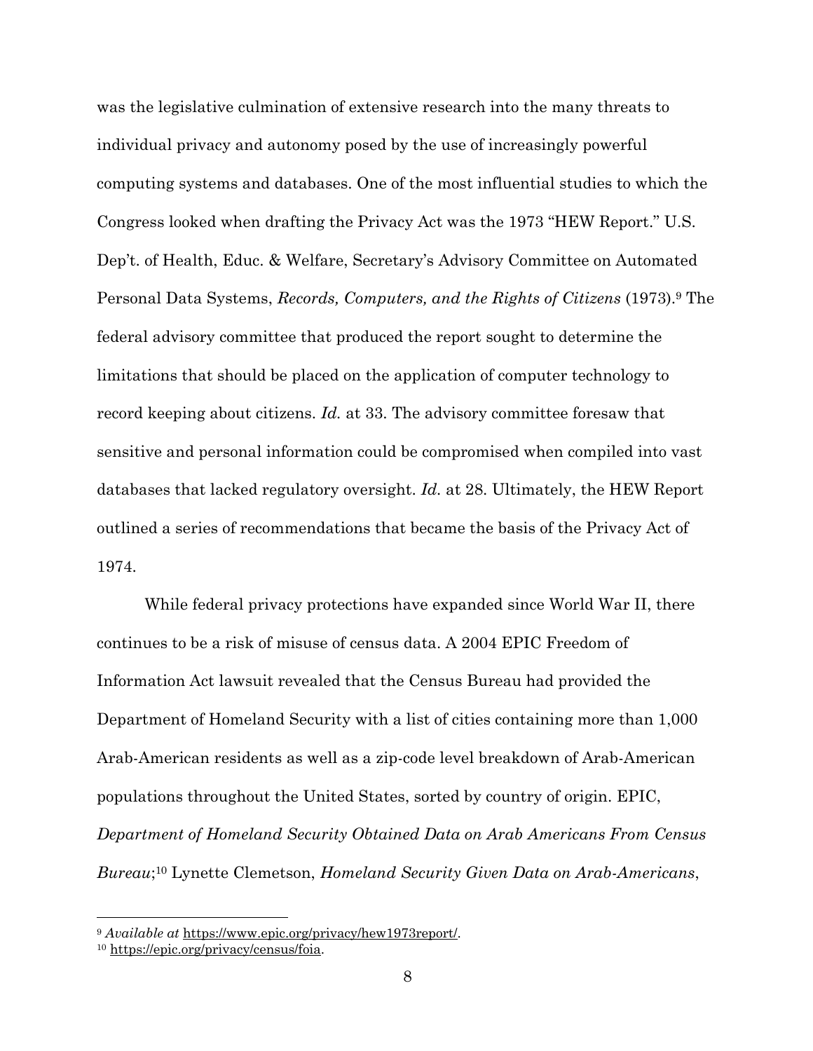was the legislative culmination of extensive research into the many threats to individual privacy and autonomy posed by the use of increasingly powerful computing systems and databases. One of the most influential studies to which the Congress looked when drafting the Privacy Act was the 1973 "HEW Report." U.S. Dep't. of Health, Educ. & Welfare, Secretary's Advisory Committee on Automated Personal Data Systems, *Records, Computers, and the Rights of Citizens* (1973).[9] The federal advisory committee that produced the report sought to determine the limitations that should be placed on the application of computer technology to record keeping about citizens. *Id.* at 33. The advisory committee foresaw that sensitive and personal information could be compromised when compiled into vast databases that lacked regulatory oversight. *Id.* at 28. Ultimately, the HEW Report outlined a series of recommendations that became the basis of the Privacy Act of 1974.

While federal privacy protections have expanded since World War II, there continues to be a risk of misuse of census data. A 2004 EPIC Freedom of Information Act lawsuit revealed that the Census Bureau had provided the Department of Homeland Security with a list of cities containing more than 1,000 Arab-American residents as well as a zip-code level breakdown of Arab-American populations throughout the United States, sorted by country of origin. EPIC, *Department of Homeland Security Obtained Data on Arab Americans From Census Bureau*;[10] Lynette Clemetson, *Homeland Security Given Data on Arab-Americans*,

---

[9] *Available at* https://www.epic.org/privacy/hew1973report/.

[10] https://epic.org/privacy/census/foia.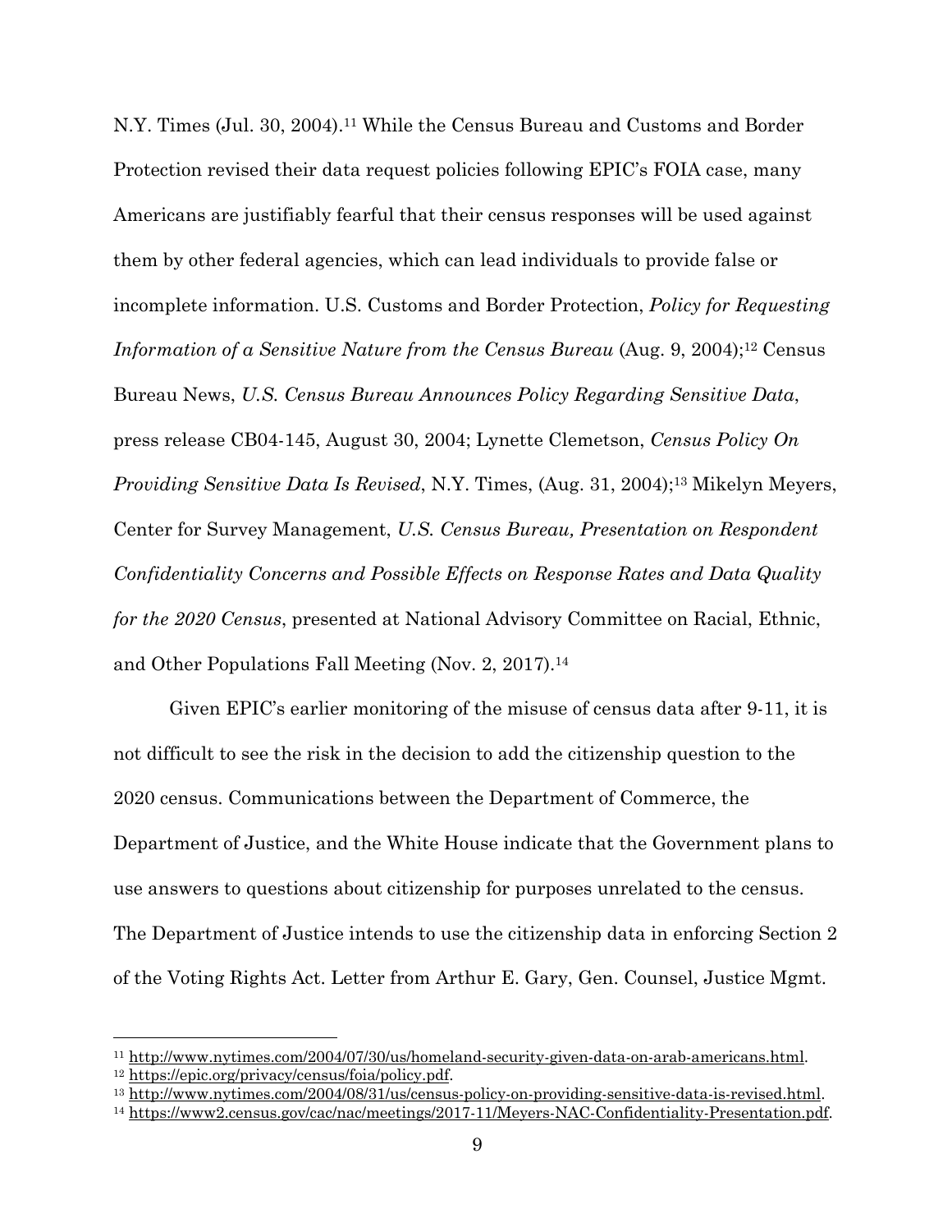N.Y. Times (Jul. 30, 2004).[11] While the Census Bureau and Customs and Border Protection revised their data request policies following EPIC's FOIA case, many Americans are justifiably fearful that their census responses will be used against them by other federal agencies, which can lead individuals to provide false or incomplete information. U.S. Customs and Border Protection, *Policy for Requesting Information of a Sensitive Nature from the Census Bureau* (Aug. 9, 2004);[12] Census Bureau News, *U.S. Census Bureau Announces Policy Regarding Sensitive Data*, press release CB04-145, August 30, 2004; Lynette Clemetson, *Census Policy On Providing Sensitive Data Is Revised*, N.Y. Times, (Aug. 31, 2004);[13] Mikelyn Meyers, Center for Survey Management, *U.S. Census Bureau, Presentation on Respondent Confidentiality Concerns and Possible Effects on Response Rates and Data Quality for the 2020 Census*, presented at National Advisory Committee on Racial, Ethnic, and Other Populations Fall Meeting (Nov. 2, 2017).[14]

Given EPIC's earlier monitoring of the misuse of census data after 9-11, it is not difficult to see the risk in the decision to add the citizenship question to the 2020 census. Communications between the Department of Commerce, the Department of Justice, and the White House indicate that the Government plans to use answers to questions about citizenship for purposes unrelated to the census. The Department of Justice intends to use the citizenship data in enforcing Section 2 of the Voting Rights Act. Letter from Arthur E. Gary, Gen. Counsel, Justice Mgmt.

---

[11] http://www.nytimes.com/2004/07/30/us/homeland-security-given-data-on-arab-americans.html.

[12] https://epic.org/privacy/census/foia/policy.pdf.

[13] http://www.nytimes.com/2004/08/31/us/census-policy-on-providing-sensitive-data-is-revised.html.

[14] https://www2.census.gov/cac/nac/meetings/2017-11/Meyers-NAC-Confidentiality-Presentation.pdf.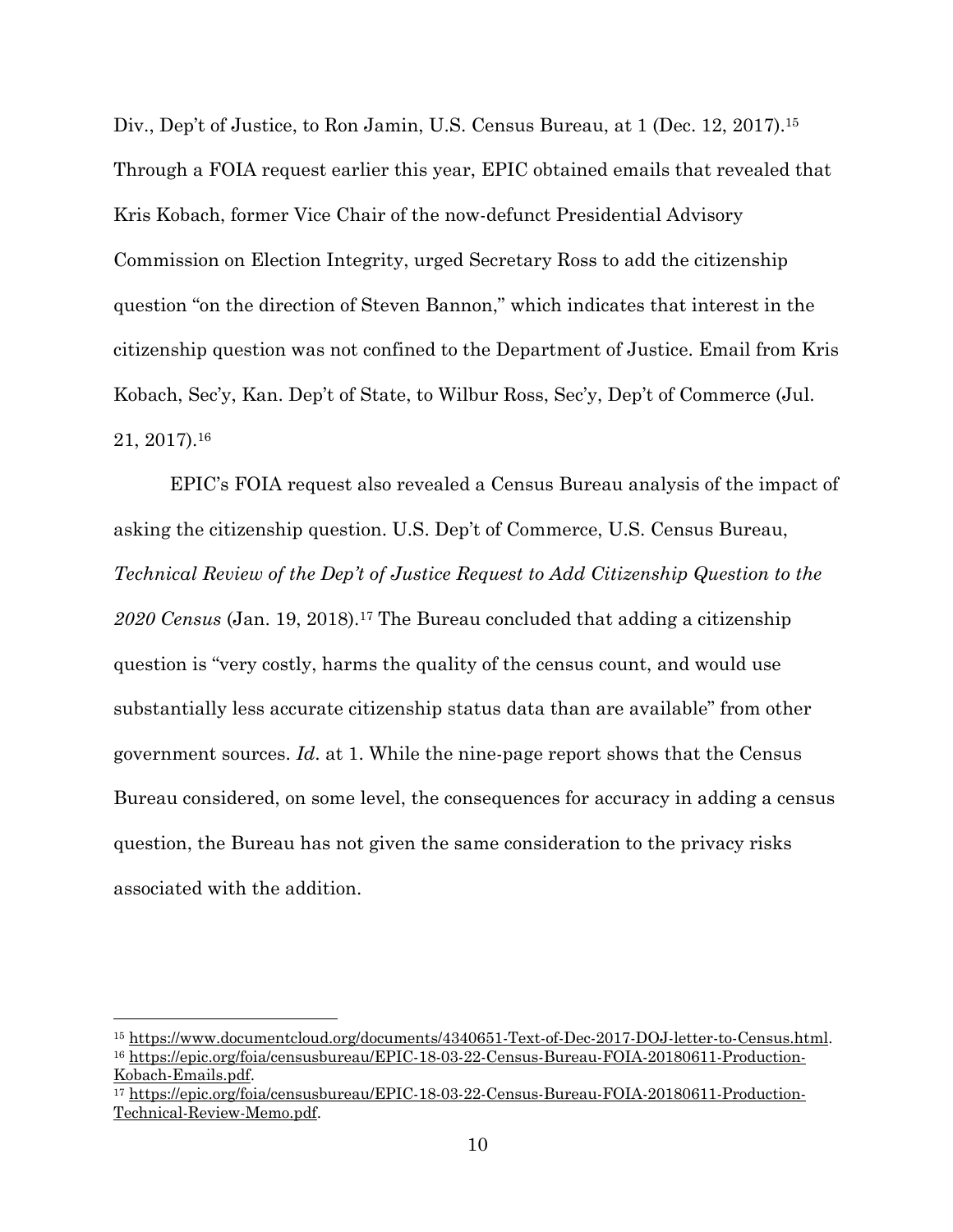Div., Dep't of Justice, to Ron Jamin, U.S. Census Bureau, at 1 (Dec. 12, 2017).[15] Through a FOIA request earlier this year, EPIC obtained emails that revealed that Kris Kobach, former Vice Chair of the now-defunct Presidential Advisory Commission on Election Integrity, urged Secretary Ross to add the citizenship question "on the direction of Steven Bannon," which indicates that interest in the citizenship question was not confined to the Department of Justice. Email from Kris Kobach, Sec'y, Kan. Dep't of State, to Wilbur Ross, Sec'y, Dep't of Commerce (Jul. 21, 2017).[16]

EPIC's FOIA request also revealed a Census Bureau analysis of the impact of asking the citizenship question. U.S. Dep't of Commerce, U.S. Census Bureau, *Technical Review of the Dep't of Justice Request to Add Citizenship Question to the 2020 Census* (Jan. 19, 2018).[17] The Bureau concluded that adding a citizenship question is "very costly, harms the quality of the census count, and would use substantially less accurate citizenship status data than are available" from other government sources. *Id*. at 1. While the nine-page report shows that the Census Bureau considered, on some level, the consequences for accuracy in adding a census question, the Bureau has not given the same consideration to the privacy risks associated with the addition.

---

[15] https://www.documentcloud.org/documents/4340651-Text-of-Dec-2017-DOJ-letter-to-Census.html.

[16] https://epic.org/foia/censusbureau/EPIC-18-03-22-Census-Bureau-FOIA-20180611-Production-Kobach-Emails.pdf.

[17] https://epic.org/foia/censusbureau/EPIC-18-03-22-Census-Bureau-FOIA-20180611-Production-Technical-Review-Memo.pdf.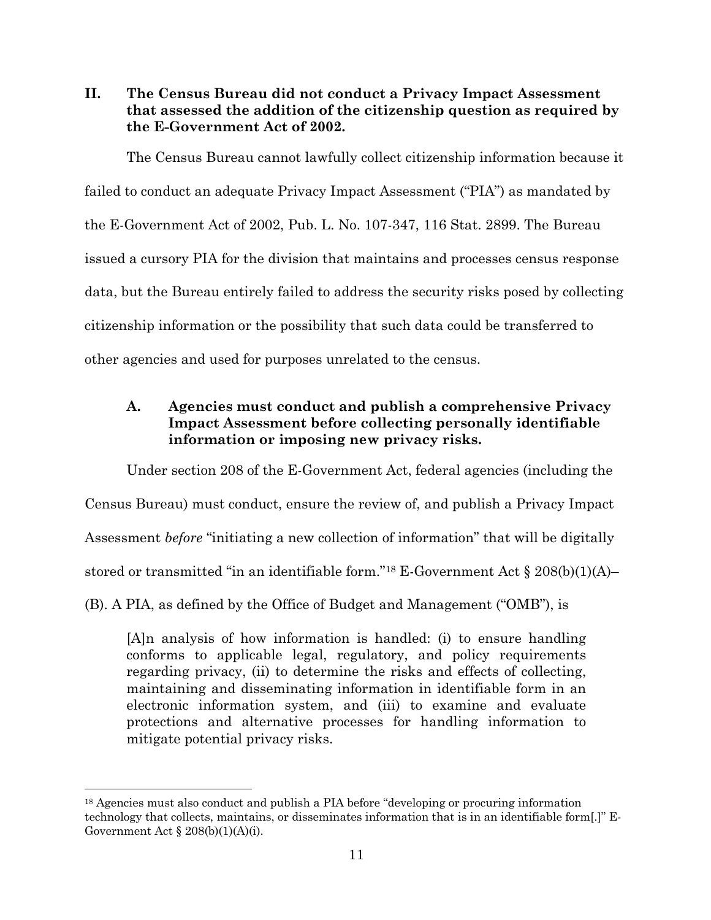## II. The Census Bureau did not conduct a Privacy Impact Assessment that assessed the addition of the citizenship question as required by the E-Government Act of 2002.

The Census Bureau cannot lawfully collect citizenship information because it failed to conduct an adequate Privacy Impact Assessment ("PIA") as mandated by the E-Government Act of 2002, Pub. L. No. 107-347, 116 Stat. 2899. The Bureau issued a cursory PIA for the division that maintains and processes census response data, but the Bureau entirely failed to address the security risks posed by collecting citizenship information or the possibility that such data could be transferred to other agencies and used for purposes unrelated to the census.

### A. Agencies must conduct and publish a comprehensive Privacy Impact Assessment before collecting personally identifiable information or imposing new privacy risks.

Under section 208 of the E-Government Act, federal agencies (including the Census Bureau) must conduct, ensure the review of, and publish a Privacy Impact Assessment *before* "initiating a new collection of information" that will be digitally stored or transmitted "in an identifiable form."[18] E-Government Act § 208(b)(1)(A)–(B). A PIA, as defined by the Office of Budget and Management ("OMB"), is

> [A]n analysis of how information is handled: (i) to ensure handling conforms to applicable legal, regulatory, and policy requirements regarding privacy, (ii) to determine the risks and effects of collecting, maintaining and disseminating information in identifiable form in an electronic information system, and (iii) to examine and evaluate protections and alternative processes for handling information to mitigate potential privacy risks.

---

[18] Agencies must also conduct and publish a PIA before "developing or procuring information technology that collects, maintains, or disseminates information that is in an identifiable form[.]" E-Government Act § 208(b)(1)(A)(i).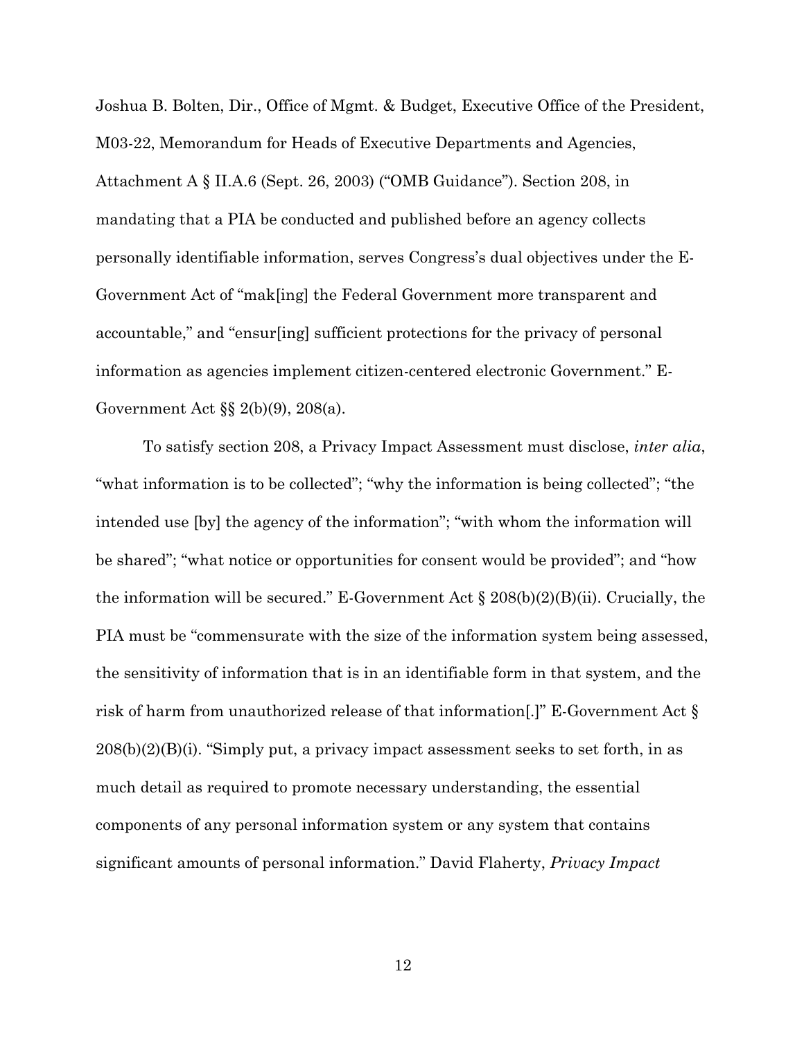Joshua B. Bolten, Dir., Office of Mgmt. & Budget, Executive Office of the President, M03-22, Memorandum for Heads of Executive Departments and Agencies, Attachment A § II.A.6 (Sept. 26, 2003) ("OMB Guidance"). Section 208, in mandating that a PIA be conducted and published before an agency collects personally identifiable information, serves Congress's dual objectives under the E-Government Act of "mak[ing] the Federal Government more transparent and accountable," and "ensur[ing] sufficient protections for the privacy of personal information as agencies implement citizen-centered electronic Government." E-Government Act §§ 2(b)(9), 208(a).

To satisfy section 208, a Privacy Impact Assessment must disclose, *inter alia*, "what information is to be collected"; "why the information is being collected"; "the intended use [by] the agency of the information"; "with whom the information will be shared"; "what notice or opportunities for consent would be provided"; and "how the information will be secured." E-Government Act § 208(b)(2)(B)(ii). Crucially, the PIA must be "commensurate with the size of the information system being assessed, the sensitivity of information that is in an identifiable form in that system, and the risk of harm from unauthorized release of that information[.]" E-Government Act § 208(b)(2)(B)(i). "Simply put, a privacy impact assessment seeks to set forth, in as much detail as required to promote necessary understanding, the essential components of any personal information system or any system that contains significant amounts of personal information." David Flaherty, *Privacy Impact*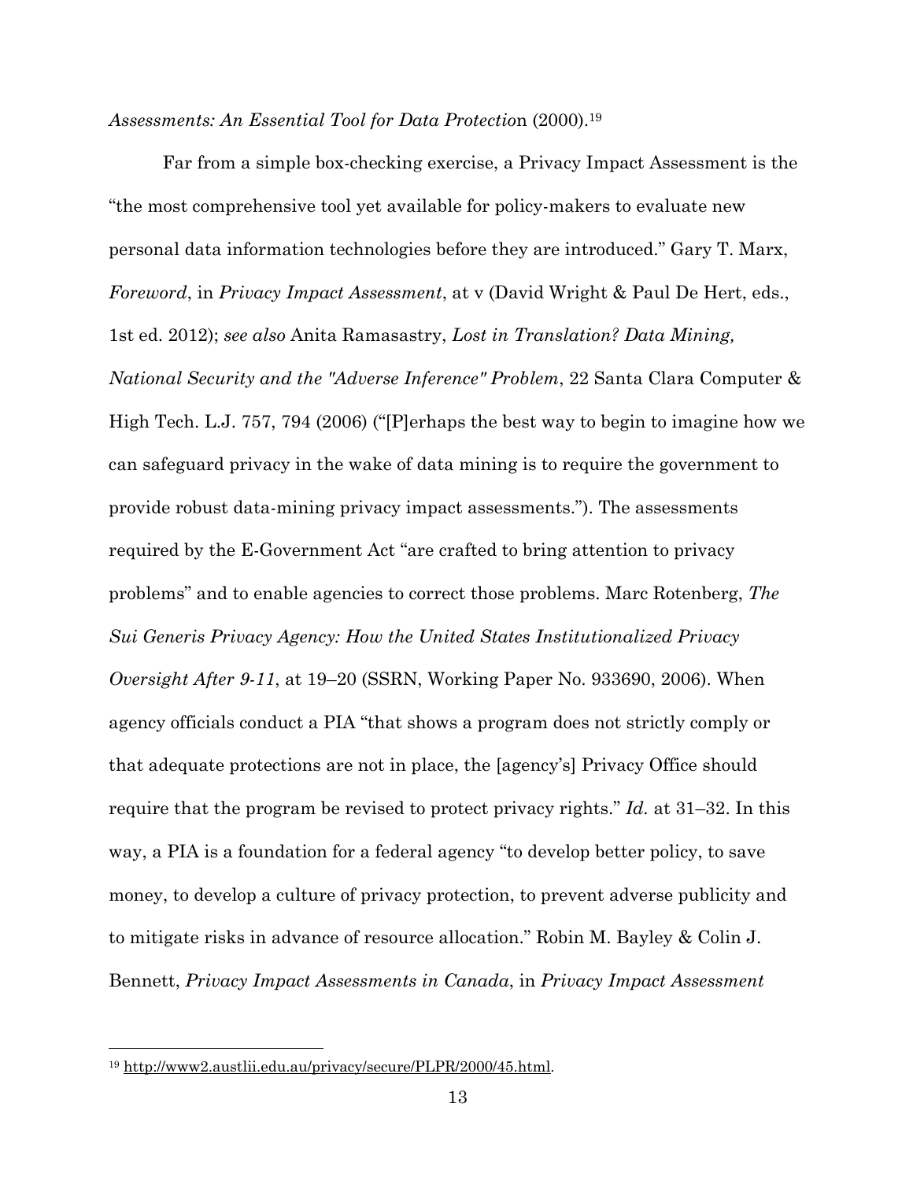*Assessments: An Essential Tool for Data Protection* (2000).[19]

Far from a simple box-checking exercise, a Privacy Impact Assessment is the "the most comprehensive tool yet available for policy-makers to evaluate new personal data information technologies before they are introduced." Gary T. Marx, *Foreword*, in *Privacy Impact Assessment*, at v (David Wright & Paul De Hert, eds., 1st ed. 2012); *see also* Anita Ramasastry, *Lost in Translation? Data Mining, National Security and the "Adverse Inference" Problem*, 22 Santa Clara Computer & High Tech. L.J. 757, 794 (2006) ("[P]erhaps the best way to begin to imagine how we can safeguard privacy in the wake of data mining is to require the government to provide robust data-mining privacy impact assessments."). The assessments required by the E-Government Act "are crafted to bring attention to privacy problems" and to enable agencies to correct those problems. Marc Rotenberg, *The Sui Generis Privacy Agency: How the United States Institutionalized Privacy Oversight After 9-11*, at 19–20 (SSRN, Working Paper No. 933690, 2006). When agency officials conduct a PIA "that shows a program does not strictly comply or that adequate protections are not in place, the [agency's] Privacy Office should require that the program be revised to protect privacy rights." *Id.* at 31–32. In this way, a PIA is a foundation for a federal agency "to develop better policy, to save money, to develop a culture of privacy protection, to prevent adverse publicity and to mitigate risks in advance of resource allocation." Robin M. Bayley & Colin J. Bennett, *Privacy Impact Assessments in Canada*, in *Privacy Impact Assessment*

---

[19] http://www2.austlii.edu.au/privacy/secure/PLPR/2000/45.html.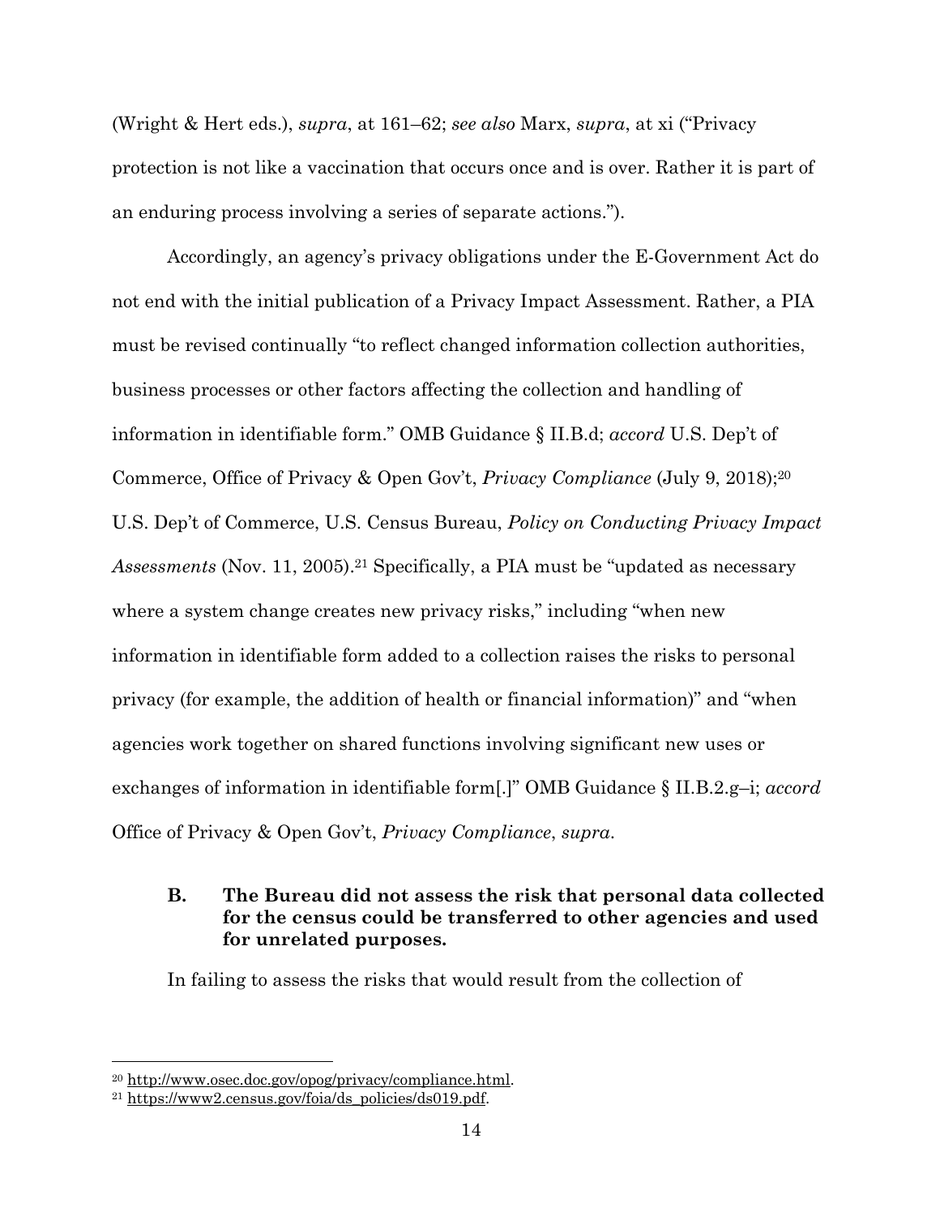(Wright & Hert eds.), *supra*, at 161–62; *see also* Marx, *supra*, at xi ("Privacy protection is not like a vaccination that occurs once and is over. Rather it is part of an enduring process involving a series of separate actions.").

Accordingly, an agency's privacy obligations under the E-Government Act do not end with the initial publication of a Privacy Impact Assessment. Rather, a PIA must be revised continually "to reflect changed information collection authorities, business processes or other factors affecting the collection and handling of information in identifiable form." OMB Guidance § II.B.d; *accord* U.S. Dep't of Commerce, Office of Privacy & Open Gov't, *Privacy Compliance* (July 9, 2018);[20] U.S. Dep't of Commerce, U.S. Census Bureau, *Policy on Conducting Privacy Impact Assessments* (Nov. 11, 2005).[21] Specifically, a PIA must be "updated as necessary where a system change creates new privacy risks," including "when new information in identifiable form added to a collection raises the risks to personal privacy (for example, the addition of health or financial information)" and "when agencies work together on shared functions involving significant new uses or exchanges of information in identifiable form[.]" OMB Guidance § II.B.2.g–i; *accord* Office of Privacy & Open Gov't, *Privacy Compliance*, *supra*.

### B. The Bureau did not assess the risk that personal data collected for the census could be transferred to other agencies and used for unrelated purposes.

In failing to assess the risks that would result from the collection of

---

[20] http://www.osec.doc.gov/opog/privacy/compliance.html.

[21] https://www2.census.gov/foia/ds_policies/ds019.pdf.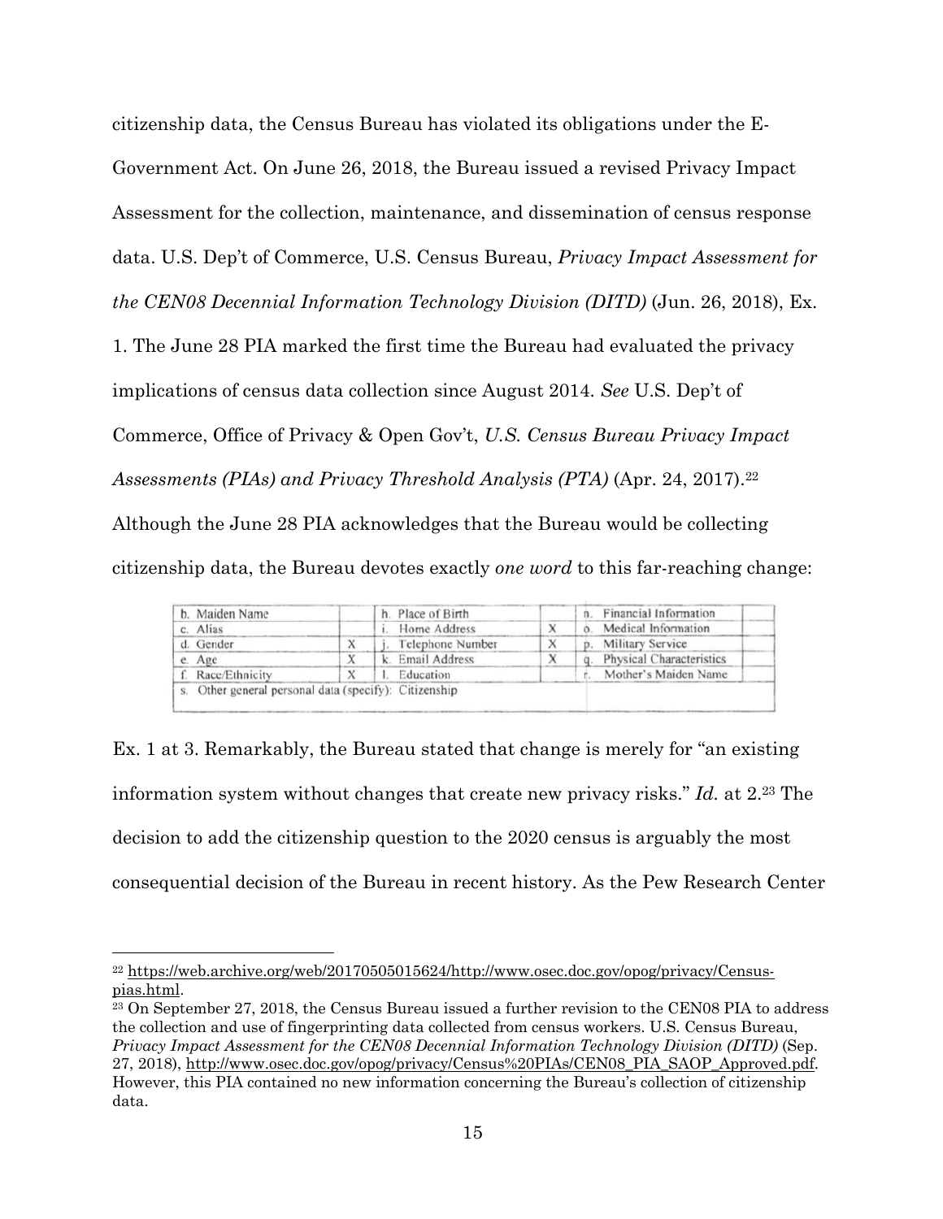citizenship data, the Census Bureau has violated its obligations under the E-Government Act. On June 26, 2018, the Bureau issued a revised Privacy Impact Assessment for the collection, maintenance, and dissemination of census response data. U.S. Dep't of Commerce, U.S. Census Bureau, *Privacy Impact Assessment for the CEN08 Decennial Information Technology Division (DITD)* (Jun. 26, 2018), Ex. 1. The June 28 PIA marked the first time the Bureau had evaluated the privacy implications of census data collection since August 2014. *See* U.S. Dep't of Commerce, Office of Privacy & Open Gov't, *U.S. Census Bureau Privacy Impact Assessments (PIAs) and Privacy Threshold Analysis (PTA)* (Apr. 24, 2017).[22] Although the June 28 PIA acknowledges that the Bureau would be collecting citizenship data, the Bureau devotes exactly *one word* to this far-reaching change:

| b. Maiden Name | | h. Place of Birth | | n. Financial Information | |
|---|---|---|---|---|---|
| c. Alias | | i. Home Address | X | o. Medical Information | |
| d. Gender | X | j. Telephone Number | X | p. Military Service | |
| e. Age | X | k. Email Address | X | q. Physical Characteristics | |
| f. Race/Ethnicity | X | l. Education | | r. Mother's Maiden Name | |
| s. Other general personal data (specify): Citizenship | | | | | |

Ex. 1 at 3. Remarkably, the Bureau stated that change is merely for "an existing information system without changes that create new privacy risks." *Id.* at 2.[23] The decision to add the citizenship question to the 2020 census is arguably the most consequential decision of the Bureau in recent history. As the Pew Research Center

---

[22] https://web.archive.org/web/20170505015624/http://www.osec.doc.gov/opog/privacy/Census-pias.html.

[23] On September 27, 2018, the Census Bureau issued a further revision to the CEN08 PIA to address the collection and use of fingerprinting data collected from census workers. U.S. Census Bureau, *Privacy Impact Assessment for the CEN08 Decennial Information Technology Division (DITD)* (Sep. 27, 2018), http://www.osec.doc.gov/opog/privacy/Census%20PIAs/CEN08_PIA_SAOP_Approved.pdf. However, this PIA contained no new information concerning the Bureau's collection of citizenship data.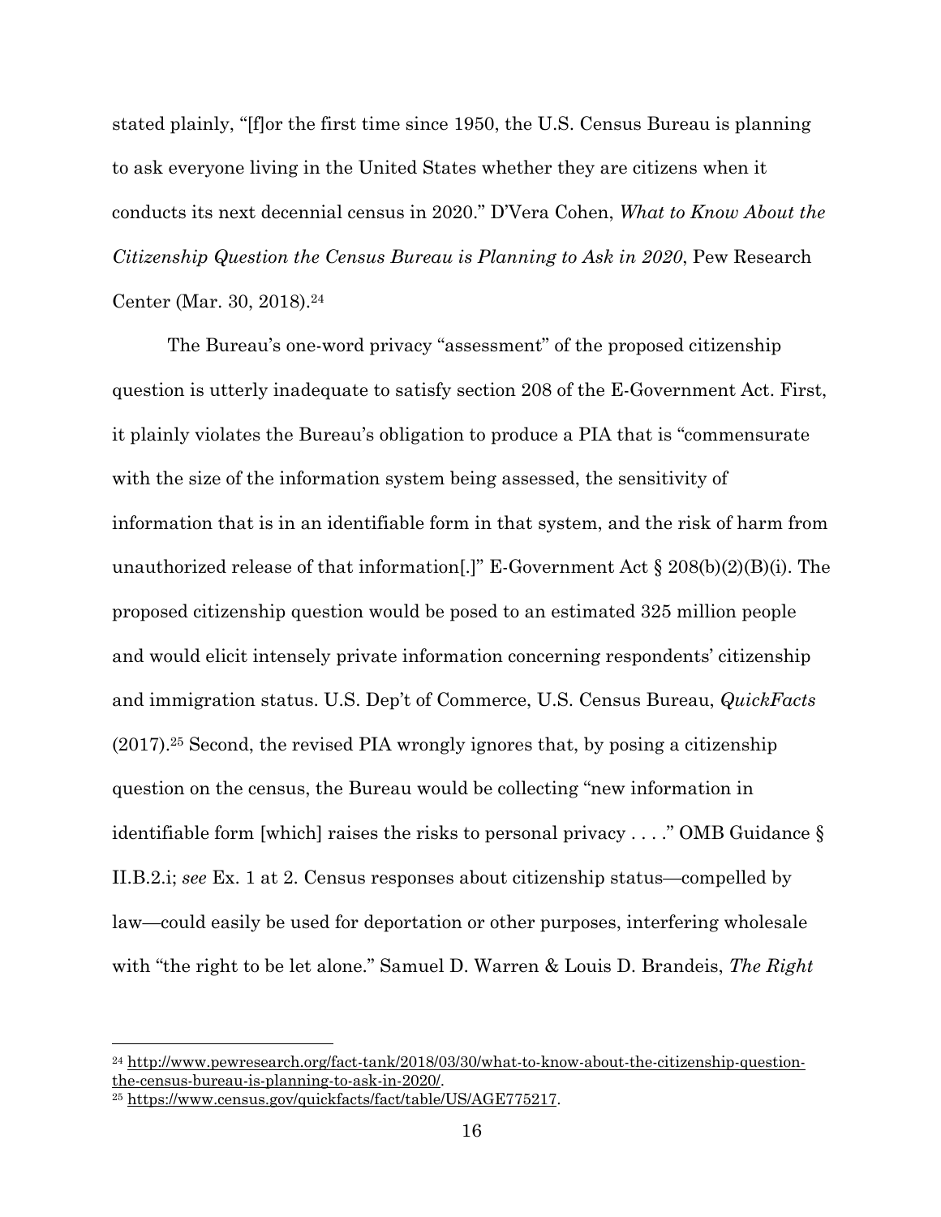stated plainly, "[f]or the first time since 1950, the U.S. Census Bureau is planning to ask everyone living in the United States whether they are citizens when it conducts its next decennial census in 2020." D'Vera Cohen, *What to Know About the Citizenship Question the Census Bureau is Planning to Ask in 2020*, Pew Research Center (Mar. 30, 2018).[24]

The Bureau's one-word privacy "assessment" of the proposed citizenship question is utterly inadequate to satisfy section 208 of the E-Government Act. First, it plainly violates the Bureau's obligation to produce a PIA that is "commensurate with the size of the information system being assessed, the sensitivity of information that is in an identifiable form in that system, and the risk of harm from unauthorized release of that information[.]" E-Government Act § 208(b)(2)(B)(i). The proposed citizenship question would be posed to an estimated 325 million people and would elicit intensely private information concerning respondents' citizenship and immigration status. U.S. Dep't of Commerce, U.S. Census Bureau, *QuickFacts* (2017).[25] Second, the revised PIA wrongly ignores that, by posing a citizenship question on the census, the Bureau would be collecting "new information in identifiable form [which] raises the risks to personal privacy . . . ." OMB Guidance § II.B.2.i; *see* Ex. 1 at 2. Census responses about citizenship status—compelled by law—could easily be used for deportation or other purposes, interfering wholesale with "the right to be let alone." Samuel D. Warren & Louis D. Brandeis, *The Right*

---

[24] http://www.pewresearch.org/fact-tank/2018/03/30/what-to-know-about-the-citizenship-question-the-census-bureau-is-planning-to-ask-in-2020/.

[25] https://www.census.gov/quickfacts/fact/table/US/AGE775217.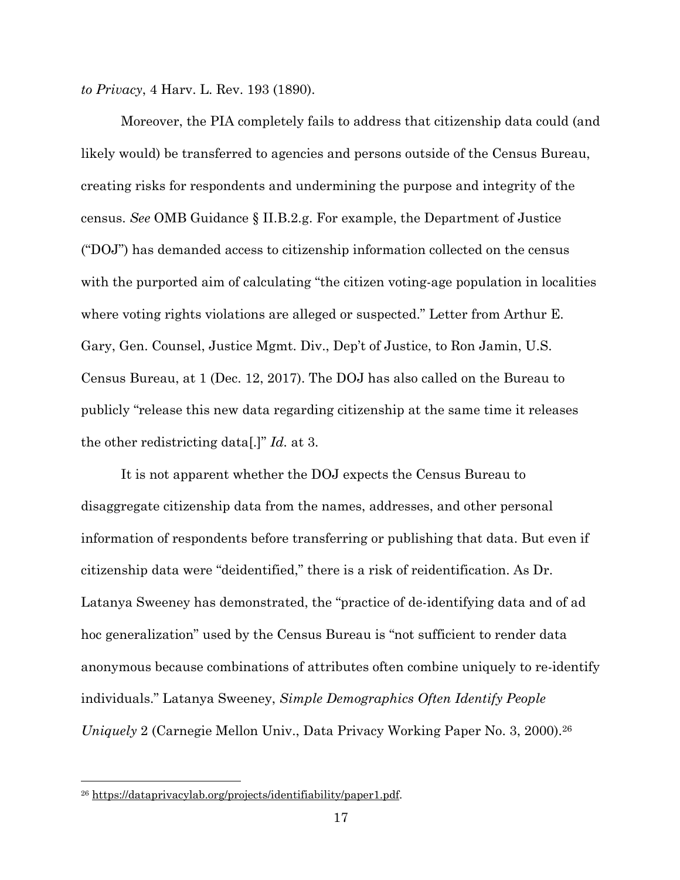*to Privacy*, 4 Harv. L. Rev. 193 (1890).

Moreover, the PIA completely fails to address that citizenship data could (and likely would) be transferred to agencies and persons outside of the Census Bureau, creating risks for respondents and undermining the purpose and integrity of the census. *See* OMB Guidance § II.B.2.g. For example, the Department of Justice ("DOJ") has demanded access to citizenship information collected on the census with the purported aim of calculating "the citizen voting-age population in localities where voting rights violations are alleged or suspected." Letter from Arthur E. Gary, Gen. Counsel, Justice Mgmt. Div., Dep't of Justice, to Ron Jamin, U.S. Census Bureau, at 1 (Dec. 12, 2017). The DOJ has also called on the Bureau to publicly "release this new data regarding citizenship at the same time it releases the other redistricting data[.]" *Id.* at 3.

It is not apparent whether the DOJ expects the Census Bureau to disaggregate citizenship data from the names, addresses, and other personal information of respondents before transferring or publishing that data. But even if citizenship data were "deidentified," there is a risk of reidentification. As Dr. Latanya Sweeney has demonstrated, the "practice of de-identifying data and of ad hoc generalization" used by the Census Bureau is "not sufficient to render data anonymous because combinations of attributes often combine uniquely to re-identify individuals." Latanya Sweeney, *Simple Demographics Often Identify People Uniquely* 2 (Carnegie Mellon Univ., Data Privacy Working Paper No. 3, 2000).[26]

---

[26] https://dataprivacylab.org/projects/identifiability/paper1.pdf.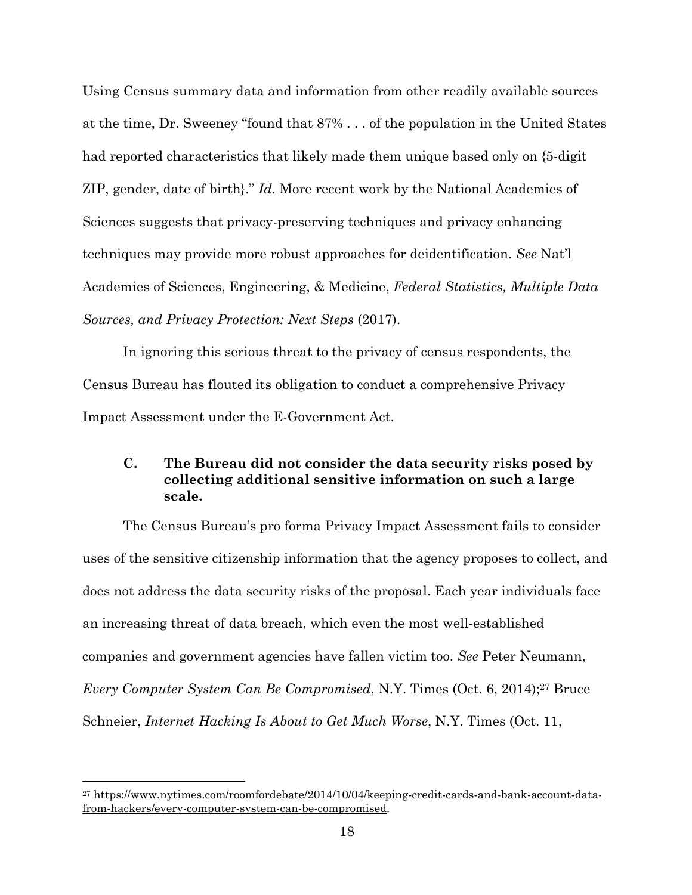Using Census summary data and information from other readily available sources at the time, Dr. Sweeney "found that 87% . . . of the population in the United States had reported characteristics that likely made them unique based only on {5-digit ZIP, gender, date of birth}." *Id.* More recent work by the National Academies of Sciences suggests that privacy-preserving techniques and privacy enhancing techniques may provide more robust approaches for deidentification. *See* Nat'l Academies of Sciences, Engineering, & Medicine, *Federal Statistics, Multiple Data Sources, and Privacy Protection: Next Steps* (2017).

In ignoring this serious threat to the privacy of census respondents, the Census Bureau has flouted its obligation to conduct a comprehensive Privacy Impact Assessment under the E-Government Act.

### C. The Bureau did not consider the data security risks posed by collecting additional sensitive information on such a large scale.

The Census Bureau's pro forma Privacy Impact Assessment fails to consider uses of the sensitive citizenship information that the agency proposes to collect, and does not address the data security risks of the proposal. Each year individuals face an increasing threat of data breach, which even the most well-established companies and government agencies have fallen victim too. *See* Peter Neumann, *Every Computer System Can Be Compromised*, N.Y. Times (Oct. 6, 2014);[27] Bruce Schneier, *Internet Hacking Is About to Get Much Worse*, N.Y. Times (Oct. 11,

---

[27] https://www.nytimes.com/roomfordebate/2014/10/04/keeping-credit-cards-and-bank-account-data-from-hackers/every-computer-system-can-be-compromised.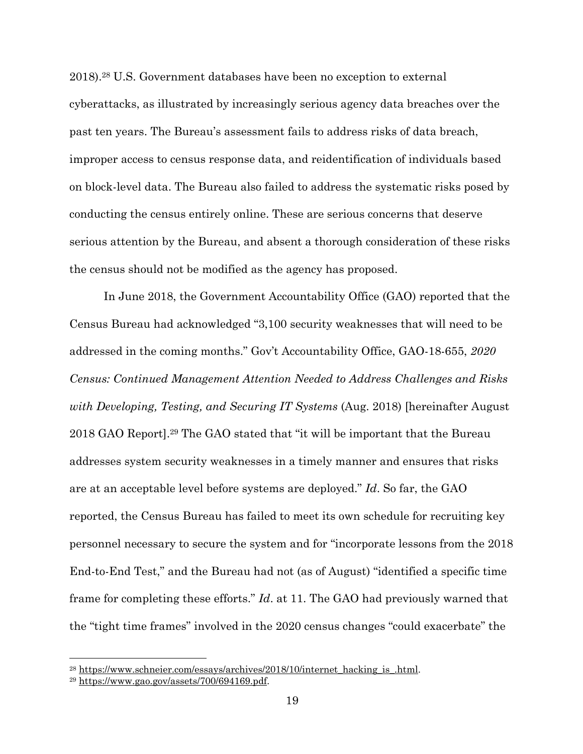2018).[28] U.S. Government databases have been no exception to external cyberattacks, as illustrated by increasingly serious agency data breaches over the past ten years. The Bureau's assessment fails to address risks of data breach, improper access to census response data, and reidentification of individuals based on block-level data. The Bureau also failed to address the systematic risks posed by conducting the census entirely online. These are serious concerns that deserve serious attention by the Bureau, and absent a thorough consideration of these risks the census should not be modified as the agency has proposed.

In June 2018, the Government Accountability Office (GAO) reported that the Census Bureau had acknowledged "3,100 security weaknesses that will need to be addressed in the coming months." Gov't Accountability Office, GAO-18-655, *2020 Census: Continued Management Attention Needed to Address Challenges and Risks with Developing, Testing, and Securing IT Systems* (Aug. 2018) [hereinafter August 2018 GAO Report].[29] The GAO stated that "it will be important that the Bureau addresses system security weaknesses in a timely manner and ensures that risks are at an acceptable level before systems are deployed." *Id*. So far, the GAO reported, the Census Bureau has failed to meet its own schedule for recruiting key personnel necessary to secure the system and for "incorporate lessons from the 2018 End-to-End Test," and the Bureau had not (as of August) "identified a specific time frame for completing these efforts." *Id*. at 11. The GAO had previously warned that the "tight time frames" involved in the 2020 census changes "could exacerbate" the

---

[28] https://www.schneier.com/essays/archives/2018/10/internet_hacking_is_.html.

[29] https://www.gao.gov/assets/700/694169.pdf.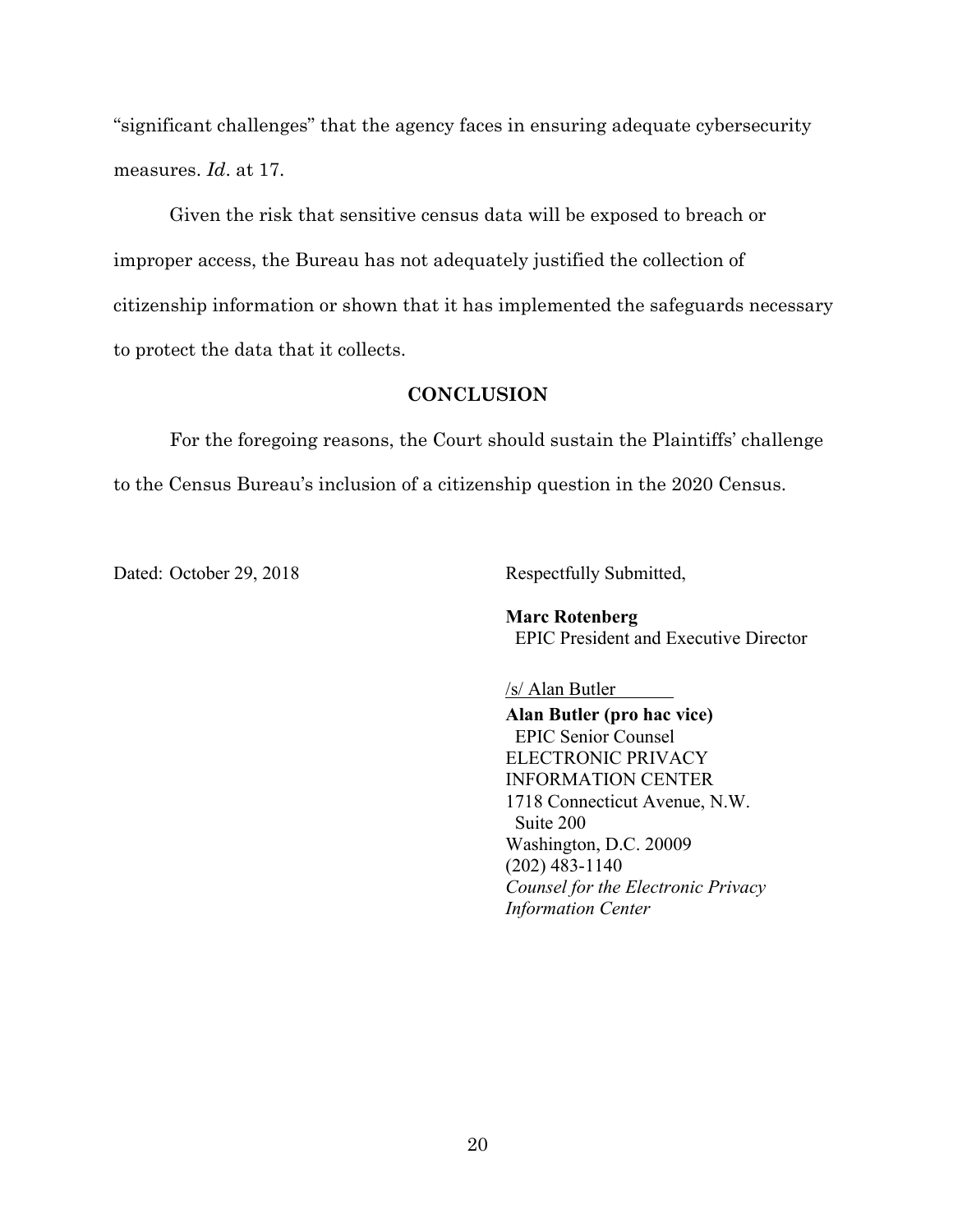"significant challenges" that the agency faces in ensuring adequate cybersecurity measures. *Id*. at 17.

Given the risk that sensitive census data will be exposed to breach or improper access, the Bureau has not adequately justified the collection of citizenship information or shown that it has implemented the safeguards necessary to protect the data that it collects.

## CONCLUSION

For the foregoing reasons, the Court should sustain the Plaintiffs' challenge to the Census Bureau's inclusion of a citizenship question in the 2020 Census.

Dated: October 29, 2018

Respectfully Submitted,

**Marc Rotenberg**
EPIC President and Executive Director

/s/ Alan Butler
**Alan Butler (pro hac vice)**
EPIC Senior Counsel
ELECTRONIC PRIVACY INFORMATION CENTER
1718 Connecticut Avenue, N.W.
Suite 200
Washington, D.C. 20009
(202) 483-1140
*Counsel for the Electronic Privacy Information Center*